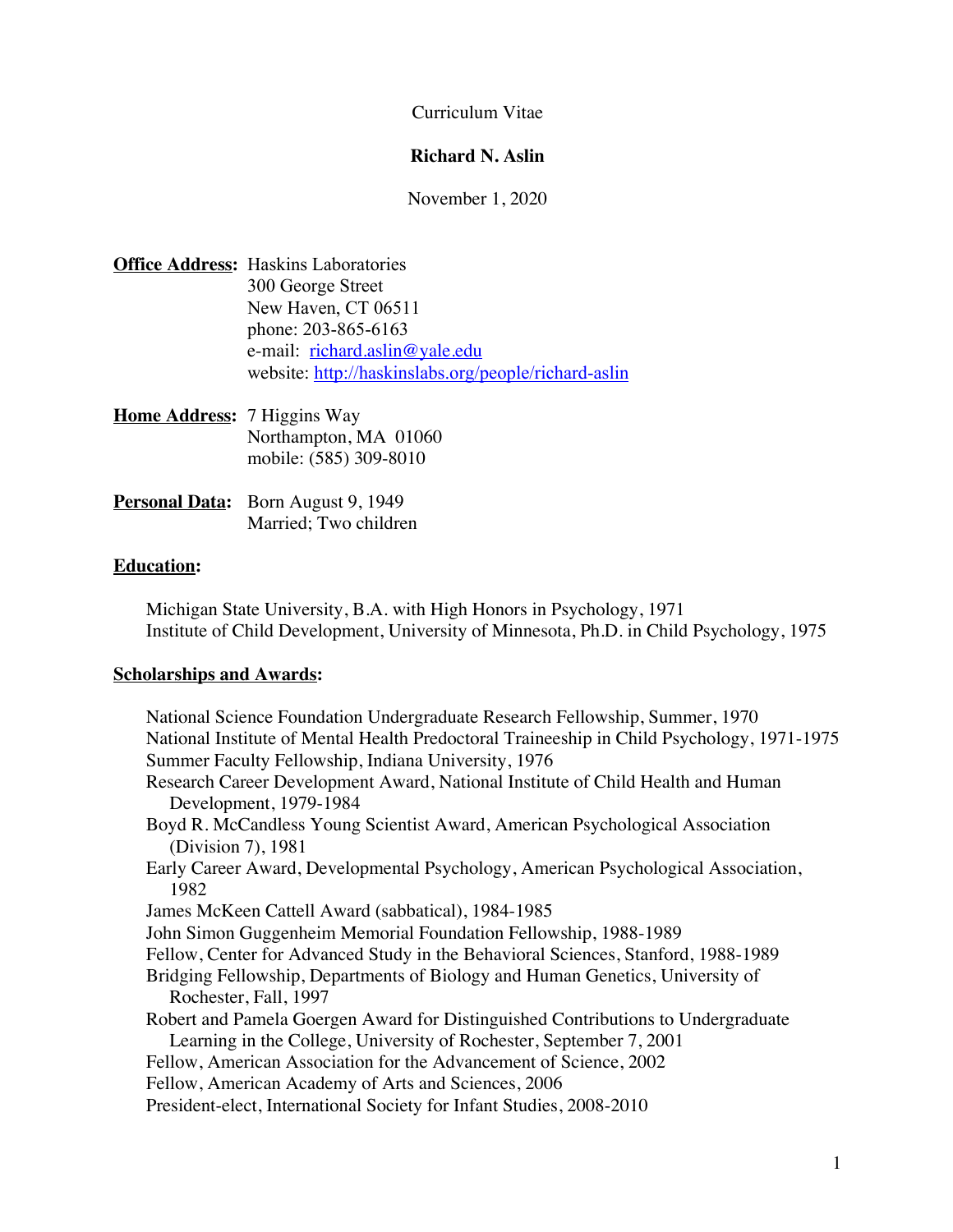Curriculum Vitae

**Richard N. Aslin**

November 1, 2020

**Office Address:** Haskins Laboratories
300 George Street
New Haven, CT 06511
phone: 203-865-6163
e-mail: richard.aslin@yale.edu
website: http://haskinslabs.org/people/richard-aslin

**Home Address:** 7 Higgins Way
Northampton, MA 01060
mobile: (585) 309-8010

**Personal Data:** Born August 9, 1949
Married; Two children

## Education:

Michigan State University, B.A. with High Honors in Psychology, 1971
Institute of Child Development, University of Minnesota, Ph.D. in Child Psychology, 1975

## Scholarships and Awards:

National Science Foundation Undergraduate Research Fellowship, Summer, 1970
National Institute of Mental Health Predoctoral Traineeship in Child Psychology, 1971-1975
Summer Faculty Fellowship, Indiana University, 1976
Research Career Development Award, National Institute of Child Health and Human Development, 1979-1984
Boyd R. McCandless Young Scientist Award, American Psychological Association (Division 7), 1981
Early Career Award, Developmental Psychology, American Psychological Association, 1982
James McKeen Cattell Award (sabbatical), 1984-1985
John Simon Guggenheim Memorial Foundation Fellowship, 1988-1989
Fellow, Center for Advanced Study in the Behavioral Sciences, Stanford, 1988-1989
Bridging Fellowship, Departments of Biology and Human Genetics, University of Rochester, Fall, 1997
Robert and Pamela Goergen Award for Distinguished Contributions to Undergraduate Learning in the College, University of Rochester, September 7, 2001
Fellow, American Association for the Advancement of Science, 2002
Fellow, American Academy of Arts and Sciences, 2006
President-elect, International Society for Infant Studies, 2008-2010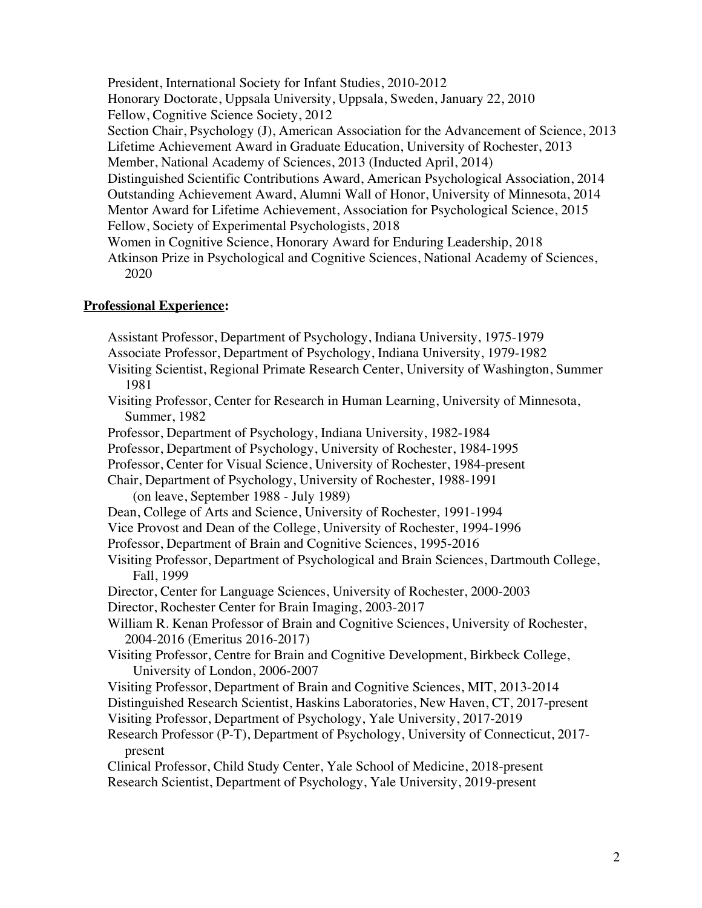President, International Society for Infant Studies, 2010-2012
Honorary Doctorate, Uppsala University, Uppsala, Sweden, January 22, 2010
Fellow, Cognitive Science Society, 2012
Section Chair, Psychology (J), American Association for the Advancement of Science, 2013
Lifetime Achievement Award in Graduate Education, University of Rochester, 2013
Member, National Academy of Sciences, 2013 (Inducted April, 2014)
Distinguished Scientific Contributions Award, American Psychological Association, 2014
Outstanding Achievement Award, Alumni Wall of Honor, University of Minnesota, 2014
Mentor Award for Lifetime Achievement, Association for Psychological Science, 2015
Fellow, Society of Experimental Psychologists, 2018
Women in Cognitive Science, Honorary Award for Enduring Leadership, 2018
Atkinson Prize in Psychological and Cognitive Sciences, National Academy of Sciences, 2020

**Professional Experience:**

Assistant Professor, Department of Psychology, Indiana University, 1975-1979
Associate Professor, Department of Psychology, Indiana University, 1979-1982
Visiting Scientist, Regional Primate Research Center, University of Washington, Summer 1981
Visiting Professor, Center for Research in Human Learning, University of Minnesota, Summer, 1982
Professor, Department of Psychology, Indiana University, 1982-1984
Professor, Department of Psychology, University of Rochester, 1984-1995
Professor, Center for Visual Science, University of Rochester, 1984-present
Chair, Department of Psychology, University of Rochester, 1988-1991 (on leave, September 1988 - July 1989)
Dean, College of Arts and Science, University of Rochester, 1991-1994
Vice Provost and Dean of the College, University of Rochester, 1994-1996
Professor, Department of Brain and Cognitive Sciences, 1995-2016
Visiting Professor, Department of Psychological and Brain Sciences, Dartmouth College, Fall, 1999
Director, Center for Language Sciences, University of Rochester, 2000-2003
Director, Rochester Center for Brain Imaging, 2003-2017
William R. Kenan Professor of Brain and Cognitive Sciences, University of Rochester, 2004-2016 (Emeritus 2016-2017)
Visiting Professor, Centre for Brain and Cognitive Development, Birkbeck College, University of London, 2006-2007
Visiting Professor, Department of Brain and Cognitive Sciences, MIT, 2013-2014
Distinguished Research Scientist, Haskins Laboratories, New Haven, CT, 2017-present
Visiting Professor, Department of Psychology, Yale University, 2017-2019
Research Professor (P-T), Department of Psychology, University of Connecticut, 2017-present
Clinical Professor, Child Study Center, Yale School of Medicine, 2018-present
Research Scientist, Department of Psychology, Yale University, 2019-present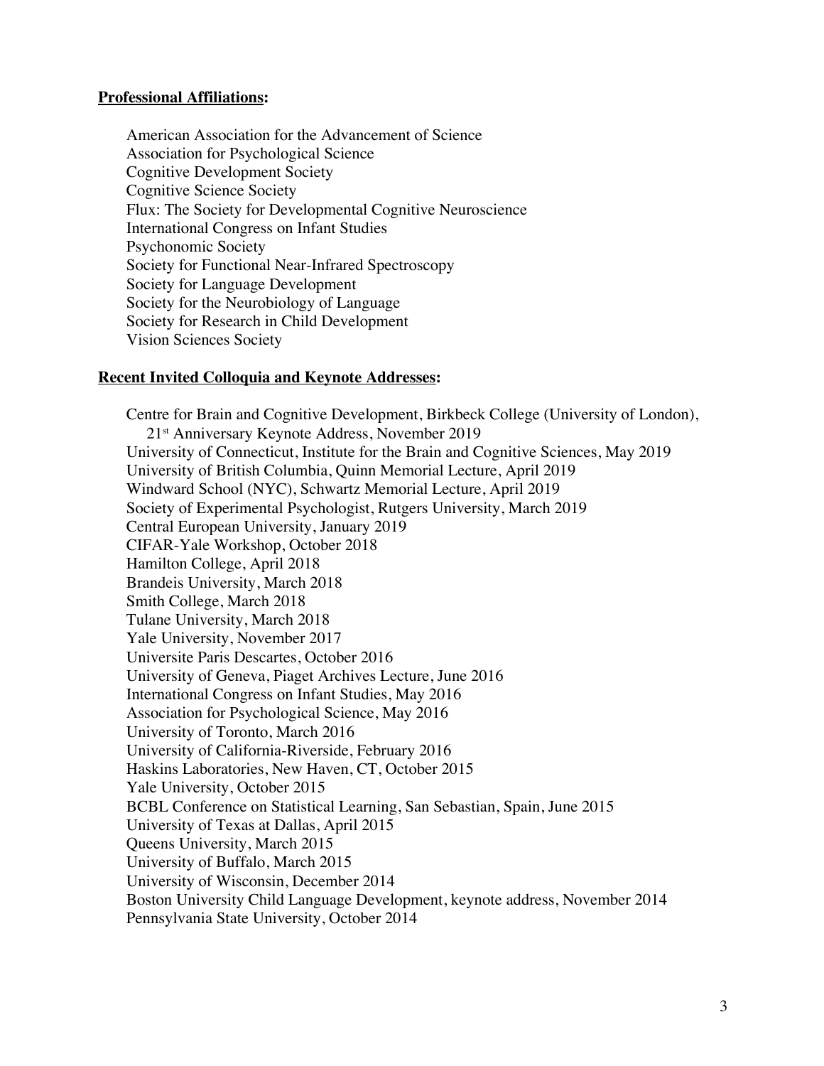**Professional Affiliations:**

American Association for the Advancement of Science
Association for Psychological Science
Cognitive Development Society
Cognitive Science Society
Flux: The Society for Developmental Cognitive Neuroscience
International Congress on Infant Studies
Psychonomic Society
Society for Functional Near-Infrared Spectroscopy
Society for Language Development
Society for the Neurobiology of Language
Society for Research in Child Development
Vision Sciences Society

**Recent Invited Colloquia and Keynote Addresses:**

Centre for Brain and Cognitive Development, Birkbeck College (University of London), 21st Anniversary Keynote Address, November 2019
University of Connecticut, Institute for the Brain and Cognitive Sciences, May 2019
University of British Columbia, Quinn Memorial Lecture, April 2019
Windward School (NYC), Schwartz Memorial Lecture, April 2019
Society of Experimental Psychologist, Rutgers University, March 2019
Central European University, January 2019
CIFAR-Yale Workshop, October 2018
Hamilton College, April 2018
Brandeis University, March 2018
Smith College, March 2018
Tulane University, March 2018
Yale University, November 2017
Universite Paris Descartes, October 2016
University of Geneva, Piaget Archives Lecture, June 2016
International Congress on Infant Studies, May 2016
Association for Psychological Science, May 2016
University of Toronto, March 2016
University of California-Riverside, February 2016
Haskins Laboratories, New Haven, CT, October 2015
Yale University, October 2015
BCBL Conference on Statistical Learning, San Sebastian, Spain, June 2015
University of Texas at Dallas, April 2015
Queens University, March 2015
University of Buffalo, March 2015
University of Wisconsin, December 2014
Boston University Child Language Development, keynote address, November 2014
Pennsylvania State University, October 2014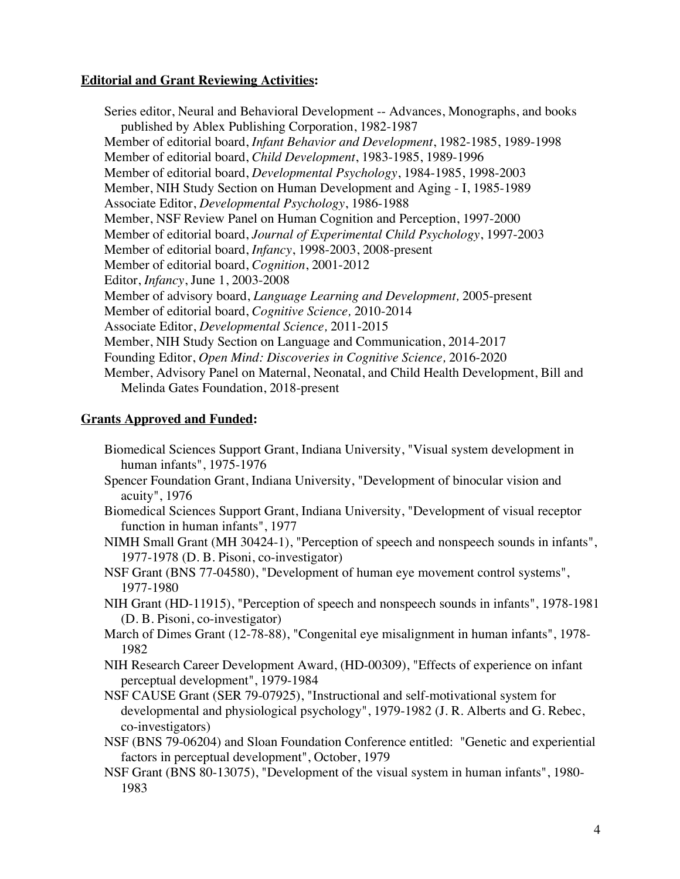**Editorial and Grant Reviewing Activities:**

Series editor, Neural and Behavioral Development -- Advances, Monographs, and books published by Ablex Publishing Corporation, 1982-1987
Member of editorial board, *Infant Behavior and Development*, 1982-1985, 1989-1998
Member of editorial board, *Child Development*, 1983-1985, 1989-1996
Member of editorial board, *Developmental Psychology*, 1984-1985, 1998-2003
Member, NIH Study Section on Human Development and Aging - I, 1985-1989
Associate Editor, *Developmental Psychology*, 1986-1988
Member, NSF Review Panel on Human Cognition and Perception, 1997-2000
Member of editorial board, *Journal of Experimental Child Psychology*, 1997-2003
Member of editorial board, *Infancy*, 1998-2003, 2008-present
Member of editorial board, *Cognition*, 2001-2012
Editor, *Infancy*, June 1, 2003-2008
Member of advisory board, *Language Learning and Development,* 2005-present
Member of editorial board, *Cognitive Science,* 2010-2014
Associate Editor, *Developmental Science,* 2011-2015
Member, NIH Study Section on Language and Communication, 2014-2017
Founding Editor, *Open Mind: Discoveries in Cognitive Science,* 2016-2020
Member, Advisory Panel on Maternal, Neonatal, and Child Health Development, Bill and Melinda Gates Foundation, 2018-present

**Grants Approved and Funded:**

Biomedical Sciences Support Grant, Indiana University, "Visual system development in human infants", 1975-1976
Spencer Foundation Grant, Indiana University, "Development of binocular vision and acuity", 1976
Biomedical Sciences Support Grant, Indiana University, "Development of visual receptor function in human infants", 1977
NIMH Small Grant (MH 30424-1), "Perception of speech and nonspeech sounds in infants", 1977-1978 (D. B. Pisoni, co-investigator)
NSF Grant (BNS 77-04580), "Development of human eye movement control systems", 1977-1980
NIH Grant (HD-11915), "Perception of speech and nonspeech sounds in infants", 1978-1981 (D. B. Pisoni, co-investigator)
March of Dimes Grant (12-78-88), "Congenital eye misalignment in human infants", 1978-1982
NIH Research Career Development Award, (HD-00309), "Effects of experience on infant perceptual development", 1979-1984
NSF CAUSE Grant (SER 79-07925), "Instructional and self-motivational system for developmental and physiological psychology", 1979-1982 (J. R. Alberts and G. Rebec, co-investigators)
NSF (BNS 79-06204) and Sloan Foundation Conference entitled: "Genetic and experiential factors in perceptual development", October, 1979
NSF Grant (BNS 80-13075), "Development of the visual system in human infants", 1980-1983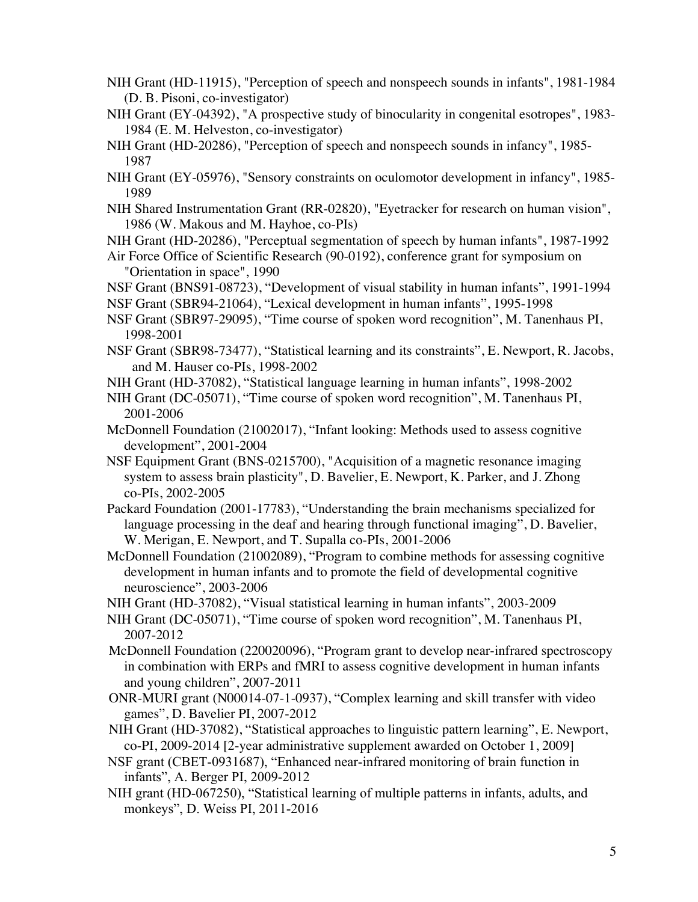NIH Grant (HD-11915), "Perception of speech and nonspeech sounds in infants", 1981-1984 (D. B. Pisoni, co-investigator)

NIH Grant (EY-04392), "A prospective study of binocularity in congenital esotropes", 1983-1984 (E. M. Helveston, co-investigator)

NIH Grant (HD-20286), "Perception of speech and nonspeech sounds in infancy", 1985-1987

NIH Grant (EY-05976), "Sensory constraints on oculomotor development in infancy", 1985-1989

NIH Shared Instrumentation Grant (RR-02820), "Eyetracker for research on human vision", 1986 (W. Makous and M. Hayhoe, co-PIs)

NIH Grant (HD-20286), "Perceptual segmentation of speech by human infants", 1987-1992

Air Force Office of Scientific Research (90-0192), conference grant for symposium on "Orientation in space", 1990

NSF Grant (BNS91-08723), "Development of visual stability in human infants", 1991-1994

NSF Grant (SBR94-21064), "Lexical development in human infants", 1995-1998

NSF Grant (SBR97-29095), "Time course of spoken word recognition", M. Tanenhaus PI, 1998-2001

NSF Grant (SBR98-73477), "Statistical learning and its constraints", E. Newport, R. Jacobs, and M. Hauser co-PIs, 1998-2002

NIH Grant (HD-37082), "Statistical language learning in human infants", 1998-2002

NIH Grant (DC-05071), "Time course of spoken word recognition", M. Tanenhaus PI, 2001-2006

McDonnell Foundation (21002017), "Infant looking: Methods used to assess cognitive development", 2001-2004

NSF Equipment Grant (BNS-0215700), "Acquisition of a magnetic resonance imaging system to assess brain plasticity", D. Bavelier, E. Newport, K. Parker, and J. Zhong co-PIs, 2002-2005

Packard Foundation (2001-17783), "Understanding the brain mechanisms specialized for language processing in the deaf and hearing through functional imaging", D. Bavelier, W. Merigan, E. Newport, and T. Supalla co-PIs, 2001-2006

McDonnell Foundation (21002089), "Program to combine methods for assessing cognitive development in human infants and to promote the field of developmental cognitive neuroscience", 2003-2006

NIH Grant (HD-37082), "Visual statistical learning in human infants", 2003-2009

NIH Grant (DC-05071), "Time course of spoken word recognition", M. Tanenhaus PI, 2007-2012

McDonnell Foundation (220020096), "Program grant to develop near-infrared spectroscopy in combination with ERPs and fMRI to assess cognitive development in human infants and young children", 2007-2011

ONR-MURI grant (N00014-07-1-0937), "Complex learning and skill transfer with video games", D. Bavelier PI, 2007-2012

NIH Grant (HD-37082), "Statistical approaches to linguistic pattern learning", E. Newport, co-PI, 2009-2014 [2-year administrative supplement awarded on October 1, 2009]

NSF grant (CBET-0931687), "Enhanced near-infrared monitoring of brain function in infants", A. Berger PI, 2009-2012

NIH grant (HD-067250), "Statistical learning of multiple patterns in infants, adults, and monkeys", D. Weiss PI, 2011-2016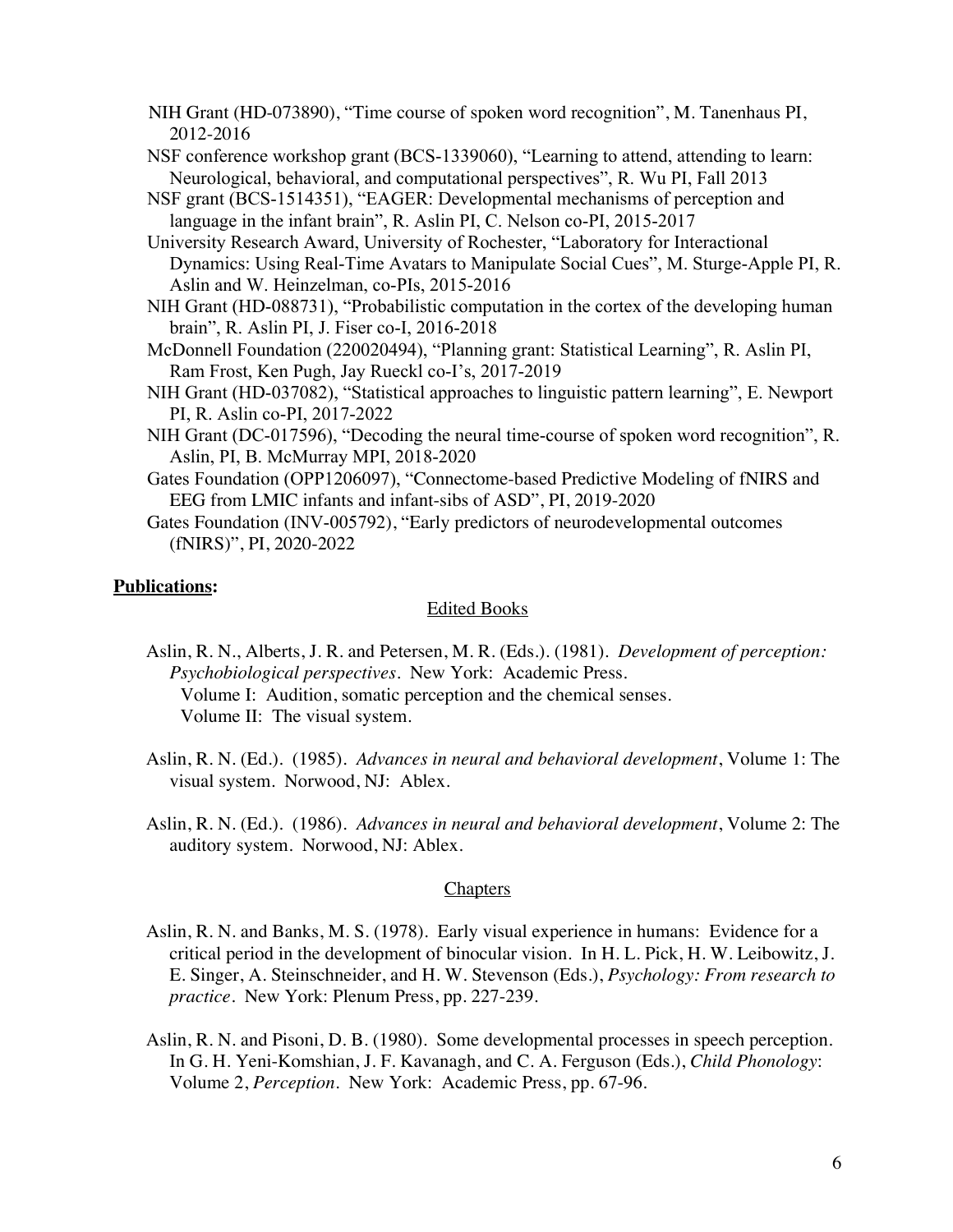NIH Grant (HD-073890), "Time course of spoken word recognition", M. Tanenhaus PI, 2012-2016

NSF conference workshop grant (BCS-1339060), "Learning to attend, attending to learn: Neurological, behavioral, and computational perspectives", R. Wu PI, Fall 2013

NSF grant (BCS-1514351), "EAGER: Developmental mechanisms of perception and language in the infant brain", R. Aslin PI, C. Nelson co-PI, 2015-2017

University Research Award, University of Rochester, "Laboratory for Interactional Dynamics: Using Real-Time Avatars to Manipulate Social Cues", M. Sturge-Apple PI, R. Aslin and W. Heinzelman, co-PIs, 2015-2016

NIH Grant (HD-088731), "Probabilistic computation in the cortex of the developing human brain", R. Aslin PI, J. Fiser co-I, 2016-2018

McDonnell Foundation (220020494), "Planning grant: Statistical Learning", R. Aslin PI, Ram Frost, Ken Pugh, Jay Rueckl co-I's, 2017-2019

NIH Grant (HD-037082), "Statistical approaches to linguistic pattern learning", E. Newport PI, R. Aslin co-PI, 2017-2022

NIH Grant (DC-017596), "Decoding the neural time-course of spoken word recognition", R. Aslin, PI, B. McMurray MPI, 2018-2020

Gates Foundation (OPP1206097), "Connectome-based Predictive Modeling of fNIRS and EEG from LMIC infants and infant-sibs of ASD", PI, 2019-2020

Gates Foundation (INV-005792), "Early predictors of neurodevelopmental outcomes (fNIRS)", PI, 2020-2022

## Publications:

### Edited Books

Aslin, R. N., Alberts, J. R. and Petersen, M. R. (Eds.). (1981). *Development of perception: Psychobiological perspectives*. New York: Academic Press.
  Volume I: Audition, somatic perception and the chemical senses.
  Volume II: The visual system.

Aslin, R. N. (Ed.). (1985). *Advances in neural and behavioral development*, Volume 1: The visual system. Norwood, NJ: Ablex.

Aslin, R. N. (Ed.). (1986). *Advances in neural and behavioral development*, Volume 2: The auditory system. Norwood, NJ: Ablex.

### Chapters

Aslin, R. N. and Banks, M. S. (1978). Early visual experience in humans: Evidence for a critical period in the development of binocular vision. In H. L. Pick, H. W. Leibowitz, J. E. Singer, A. Steinschneider, and H. W. Stevenson (Eds.), *Psychology: From research to practice*. New York: Plenum Press, pp. 227-239.

Aslin, R. N. and Pisoni, D. B. (1980). Some developmental processes in speech perception. In G. H. Yeni-Komshian, J. F. Kavanagh, and C. A. Ferguson (Eds.), *Child Phonology*: Volume 2, *Perception*. New York: Academic Press, pp. 67-96.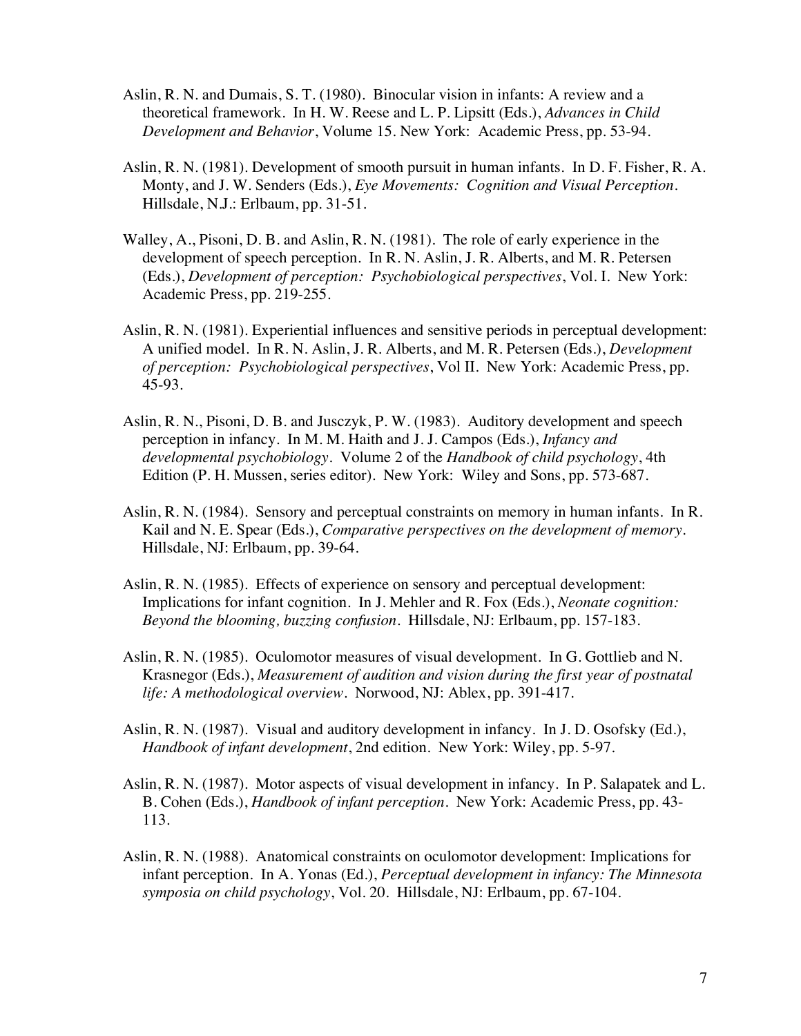Aslin, R. N. and Dumais, S. T. (1980). Binocular vision in infants: A review and a theoretical framework. In H. W. Reese and L. P. Lipsitt (Eds.), *Advances in Child Development and Behavior*, Volume 15. New York: Academic Press, pp. 53-94.

Aslin, R. N. (1981). Development of smooth pursuit in human infants. In D. F. Fisher, R. A. Monty, and J. W. Senders (Eds.), *Eye Movements: Cognition and Visual Perception*. Hillsdale, N.J.: Erlbaum, pp. 31-51.

Walley, A., Pisoni, D. B. and Aslin, R. N. (1981). The role of early experience in the development of speech perception. In R. N. Aslin, J. R. Alberts, and M. R. Petersen (Eds.), *Development of perception: Psychobiological perspectives*, Vol. I. New York: Academic Press, pp. 219-255.

Aslin, R. N. (1981). Experiential influences and sensitive periods in perceptual development: A unified model. In R. N. Aslin, J. R. Alberts, and M. R. Petersen (Eds.), *Development of perception: Psychobiological perspectives*, Vol II. New York: Academic Press, pp. 45-93.

Aslin, R. N., Pisoni, D. B. and Jusczyk, P. W. (1983). Auditory development and speech perception in infancy. In M. M. Haith and J. J. Campos (Eds.), *Infancy and developmental psychobiology*. Volume 2 of the *Handbook of child psychology*, 4th Edition (P. H. Mussen, series editor). New York: Wiley and Sons, pp. 573-687.

Aslin, R. N. (1984). Sensory and perceptual constraints on memory in human infants. In R. Kail and N. E. Spear (Eds.), *Comparative perspectives on the development of memory*. Hillsdale, NJ: Erlbaum, pp. 39-64.

Aslin, R. N. (1985). Effects of experience on sensory and perceptual development: Implications for infant cognition. In J. Mehler and R. Fox (Eds.), *Neonate cognition: Beyond the blooming, buzzing confusion*. Hillsdale, NJ: Erlbaum, pp. 157-183.

Aslin, R. N. (1985). Oculomotor measures of visual development. In G. Gottlieb and N. Krasnegor (Eds.), *Measurement of audition and vision during the first year of postnatal life: A methodological overview*. Norwood, NJ: Ablex, pp. 391-417.

Aslin, R. N. (1987). Visual and auditory development in infancy. In J. D. Osofsky (Ed.), *Handbook of infant development*, 2nd edition. New York: Wiley, pp. 5-97.

Aslin, R. N. (1987). Motor aspects of visual development in infancy. In P. Salapatek and L. B. Cohen (Eds.), *Handbook of infant perception*. New York: Academic Press, pp. 43-113.

Aslin, R. N. (1988). Anatomical constraints on oculomotor development: Implications for infant perception. In A. Yonas (Ed.), *Perceptual development in infancy: The Minnesota symposia on child psychology*, Vol. 20. Hillsdale, NJ: Erlbaum, pp. 67-104.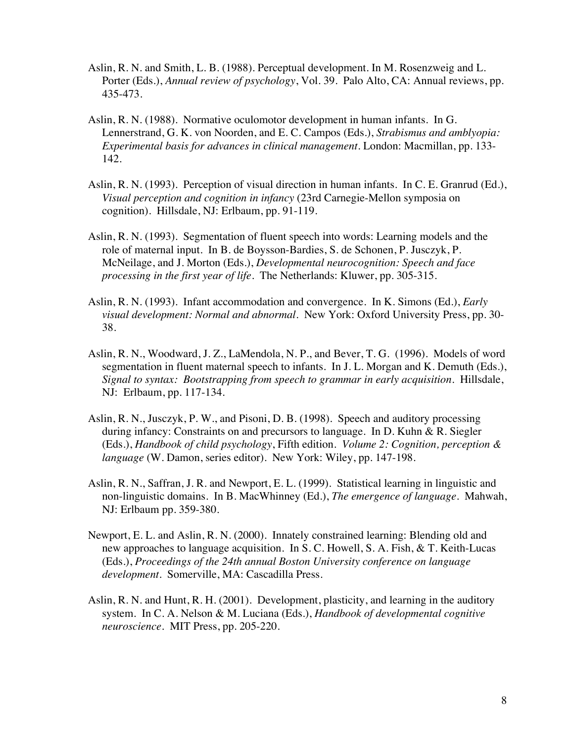Aslin, R. N. and Smith, L. B. (1988). Perceptual development. In M. Rosenzweig and L. Porter (Eds.), *Annual review of psychology*, Vol. 39. Palo Alto, CA: Annual reviews, pp. 435-473.

Aslin, R. N. (1988). Normative oculomotor development in human infants. In G. Lennerstrand, G. K. von Noorden, and E. C. Campos (Eds.), *Strabismus and amblyopia: Experimental basis for advances in clinical management*. London: Macmillan, pp. 133-142.

Aslin, R. N. (1993). Perception of visual direction in human infants. In C. E. Granrud (Ed.), *Visual perception and cognition in infancy* (23rd Carnegie-Mellon symposia on cognition). Hillsdale, NJ: Erlbaum, pp. 91-119.

Aslin, R. N. (1993). Segmentation of fluent speech into words: Learning models and the role of maternal input. In B. de Boysson-Bardies, S. de Schonen, P. Jusczyk, P. McNeilage, and J. Morton (Eds.), *Developmental neurocognition: Speech and face processing in the first year of life*. The Netherlands: Kluwer, pp. 305-315.

Aslin, R. N. (1993). Infant accommodation and convergence. In K. Simons (Ed.), *Early visual development: Normal and abnormal*. New York: Oxford University Press, pp. 30-38.

Aslin, R. N., Woodward, J. Z., LaMendola, N. P., and Bever, T. G. (1996). Models of word segmentation in fluent maternal speech to infants. In J. L. Morgan and K. Demuth (Eds.), *Signal to syntax: Bootstrapping from speech to grammar in early acquisition*. Hillsdale, NJ: Erlbaum, pp. 117-134.

Aslin, R. N., Jusczyk, P. W., and Pisoni, D. B. (1998). Speech and auditory processing during infancy: Constraints on and precursors to language. In D. Kuhn & R. Siegler (Eds.), *Handbook of child psychology*, Fifth edition. *Volume 2: Cognition, perception & language* (W. Damon, series editor). New York: Wiley, pp. 147-198.

Aslin, R. N., Saffran, J. R. and Newport, E. L. (1999). Statistical learning in linguistic and non-linguistic domains. In B. MacWhinney (Ed.), *The emergence of language*. Mahwah, NJ: Erlbaum pp. 359-380.

Newport, E. L. and Aslin, R. N. (2000). Innately constrained learning: Blending old and new approaches to language acquisition. In S. C. Howell, S. A. Fish, & T. Keith-Lucas (Eds.), *Proceedings of the 24th annual Boston University conference on language development*. Somerville, MA: Cascadilla Press.

Aslin, R. N. and Hunt, R. H. (2001). Development, plasticity, and learning in the auditory system. In C. A. Nelson & M. Luciana (Eds.), *Handbook of developmental cognitive neuroscience*. MIT Press, pp. 205-220.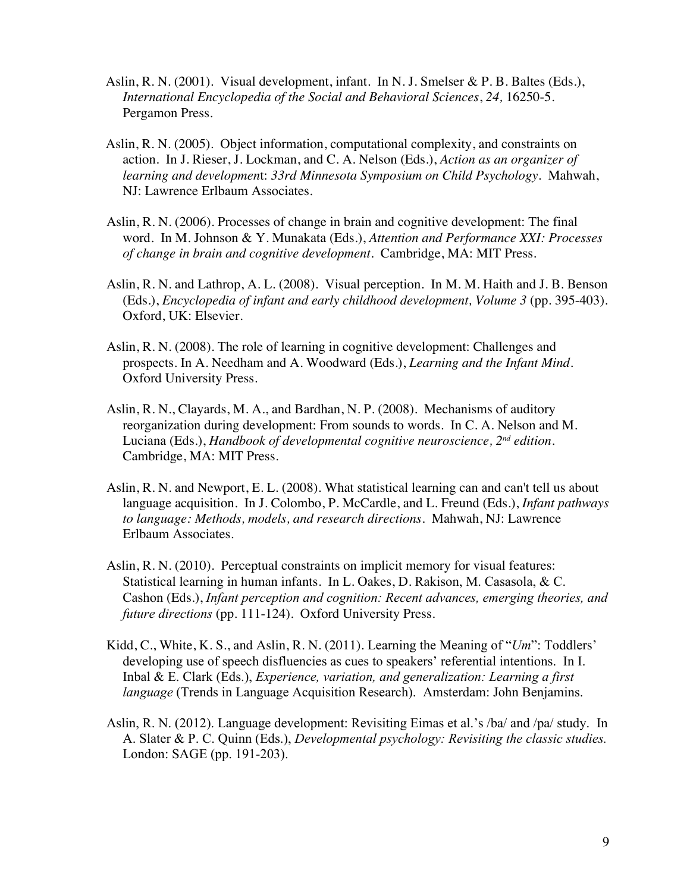Aslin, R. N. (2001). Visual development, infant. In N. J. Smelser & P. B. Baltes (Eds.), *International Encyclopedia of the Social and Behavioral Sciences*, *24,* 16250-5. Pergamon Press.

Aslin, R. N. (2005). Object information, computational complexity, and constraints on action. In J. Rieser, J. Lockman, and C. A. Nelson (Eds.), *Action as an organizer of learning and developmen*t: *33rd Minnesota Symposium on Child Psychology*. Mahwah, NJ: Lawrence Erlbaum Associates.

Aslin, R. N. (2006). Processes of change in brain and cognitive development: The final word. In M. Johnson & Y. Munakata (Eds.), *Attention and Performance XXI: Processes of change in brain and cognitive development*. Cambridge, MA: MIT Press.

Aslin, R. N. and Lathrop, A. L. (2008). Visual perception. In M. M. Haith and J. B. Benson (Eds.), *Encyclopedia of infant and early childhood development, Volume 3* (pp. 395-403). Oxford, UK: Elsevier.

Aslin, R. N. (2008). The role of learning in cognitive development: Challenges and prospects. In A. Needham and A. Woodward (Eds.), *Learning and the Infant Mind*. Oxford University Press.

Aslin, R. N., Clayards, M. A., and Bardhan, N. P. (2008). Mechanisms of auditory reorganization during development: From sounds to words. In C. A. Nelson and M. Luciana (Eds.), *Handbook of developmental cognitive neuroscience, 2nd edition*. Cambridge, MA: MIT Press.

Aslin, R. N. and Newport, E. L. (2008). What statistical learning can and can't tell us about language acquisition. In J. Colombo, P. McCardle, and L. Freund (Eds.), *Infant pathways to language: Methods, models, and research directions*. Mahwah, NJ: Lawrence Erlbaum Associates.

Aslin, R. N. (2010). Perceptual constraints on implicit memory for visual features: Statistical learning in human infants. In L. Oakes, D. Rakison, M. Casasola, & C. Cashon (Eds.), *Infant perception and cognition: Recent advances, emerging theories, and future directions* (pp. 111-124). Oxford University Press.

Kidd, C., White, K. S., and Aslin, R. N. (2011). Learning the Meaning of "*Um*": Toddlers' developing use of speech disfluencies as cues to speakers' referential intentions. In I. Inbal & E. Clark (Eds.), *Experience, variation, and generalization: Learning a first language* (Trends in Language Acquisition Research). Amsterdam: John Benjamins.

Aslin, R. N. (2012). Language development: Revisiting Eimas et al.'s /ba/ and /pa/ study. In A. Slater & P. C. Quinn (Eds.), *Developmental psychology: Revisiting the classic studies.* London: SAGE (pp. 191-203).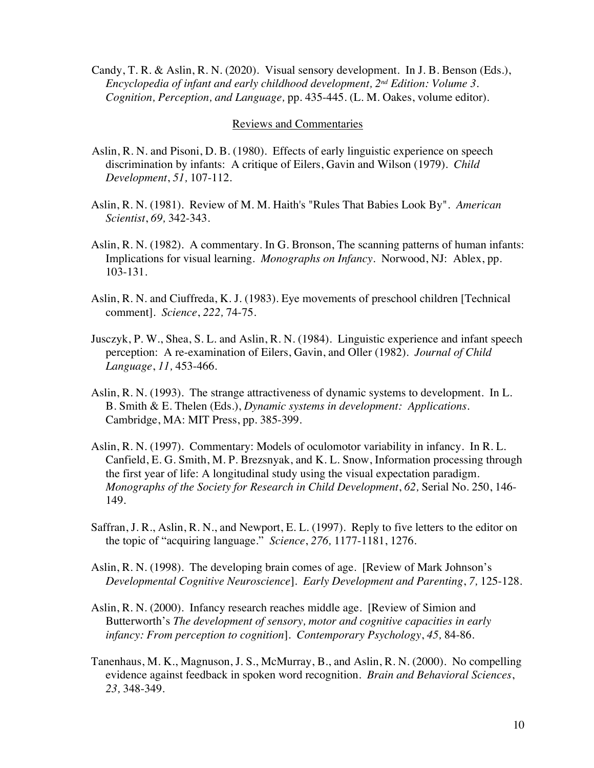Candy, T. R. & Aslin, R. N. (2020). Visual sensory development. In J. B. Benson (Eds.), *Encyclopedia of infant and early childhood development, 2nd Edition: Volume 3. Cognition, Perception, and Language,* pp. 435-445. (L. M. Oakes, volume editor).

## Reviews and Commentaries

Aslin, R. N. and Pisoni, D. B. (1980). Effects of early linguistic experience on speech discrimination by infants: A critique of Eilers, Gavin and Wilson (1979). *Child Development*, *51,* 107-112.

Aslin, R. N. (1981). Review of M. M. Haith's "Rules That Babies Look By". *American Scientist*, *69,* 342-343.

Aslin, R. N. (1982). A commentary. In G. Bronson, The scanning patterns of human infants: Implications for visual learning. *Monographs on Infancy*. Norwood, NJ: Ablex, pp. 103-131.

Aslin, R. N. and Ciuffreda, K. J. (1983). Eye movements of preschool children [Technical comment]. *Science*, *222,* 74-75.

Jusczyk, P. W., Shea, S. L. and Aslin, R. N. (1984). Linguistic experience and infant speech perception: A re-examination of Eilers, Gavin, and Oller (1982). *Journal of Child Language*, *11,* 453-466.

Aslin, R. N. (1993). The strange attractiveness of dynamic systems to development. In L. B. Smith & E. Thelen (Eds.), *Dynamic systems in development: Applications*. Cambridge, MA: MIT Press, pp. 385-399.

Aslin, R. N. (1997). Commentary: Models of oculomotor variability in infancy. In R. L. Canfield, E. G. Smith, M. P. Brezsnyak, and K. L. Snow, Information processing through the first year of life: A longitudinal study using the visual expectation paradigm. *Monographs of the Society for Research in Child Development*, *62,* Serial No. 250, 146-149.

Saffran, J. R., Aslin, R. N., and Newport, E. L. (1997). Reply to five letters to the editor on the topic of "acquiring language." *Science*, *276,* 1177-1181, 1276.

Aslin, R. N. (1998). The developing brain comes of age. [Review of Mark Johnson's *Developmental Cognitive Neuroscience*]. *Early Development and Parenting*, *7,* 125-128.

Aslin, R. N. (2000). Infancy research reaches middle age. [Review of Simion and Butterworth's *The development of sensory, motor and cognitive capacities in early infancy: From perception to cognition*]. *Contemporary Psychology*, *45,* 84-86.

Tanenhaus, M. K., Magnuson, J. S., McMurray, B., and Aslin, R. N. (2000). No compelling evidence against feedback in spoken word recognition. *Brain and Behavioral Sciences*, *23,* 348-349.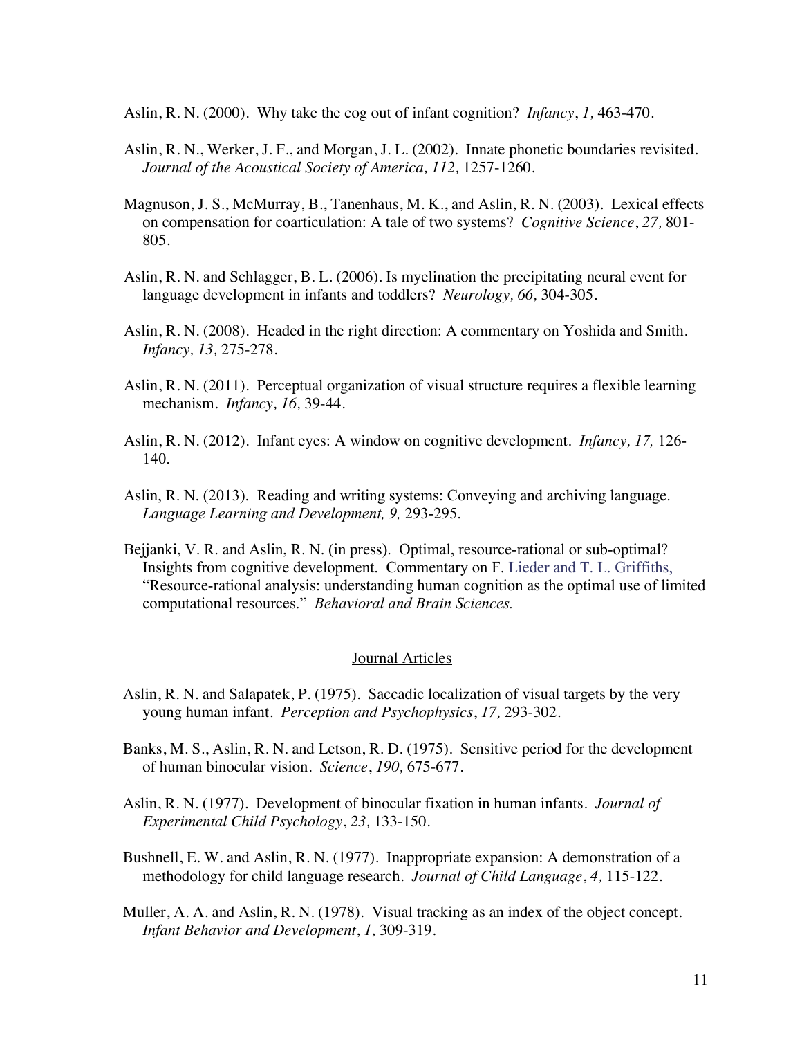Aslin, R. N. (2000). Why take the cog out of infant cognition? *Infancy*, *1,* 463-470.

Aslin, R. N., Werker, J. F., and Morgan, J. L. (2002). Innate phonetic boundaries revisited. *Journal of the Acoustical Society of America, 112,* 1257-1260.

Magnuson, J. S., McMurray, B., Tanenhaus, M. K., and Aslin, R. N. (2003). Lexical effects on compensation for coarticulation: A tale of two systems? *Cognitive Science*, *27,* 801-805.

Aslin, R. N. and Schlagger, B. L. (2006). Is myelination the precipitating neural event for language development in infants and toddlers? *Neurology, 66,* 304-305.

Aslin, R. N. (2008). Headed in the right direction: A commentary on Yoshida and Smith. *Infancy, 13,* 275-278.

Aslin, R. N. (2011). Perceptual organization of visual structure requires a flexible learning mechanism. *Infancy, 16,* 39-44.

Aslin, R. N. (2012). Infant eyes: A window on cognitive development. *Infancy, 17,* 126-140.

Aslin, R. N. (2013). Reading and writing systems: Conveying and archiving language. *Language Learning and Development, 9,* 293-295.

Bejjanki, V. R. and Aslin, R. N. (in press). Optimal, resource-rational or sub-optimal? Insights from cognitive development. Commentary on F. Lieder and T. L. Griffiths, "Resource-rational analysis: understanding human cognition as the optimal use of limited computational resources." *Behavioral and Brain Sciences.*

## Journal Articles

Aslin, R. N. and Salapatek, P. (1975). Saccadic localization of visual targets by the very young human infant. *Perception and Psychophysics*, *17,* 293-302.

Banks, M. S., Aslin, R. N. and Letson, R. D. (1975). Sensitive period for the development of human binocular vision. *Science*, *190,* 675-677.

Aslin, R. N. (1977). Development of binocular fixation in human infants. *Journal of Experimental Child Psychology*, *23,* 133-150.

Bushnell, E. W. and Aslin, R. N. (1977). Inappropriate expansion: A demonstration of a methodology for child language research. *Journal of Child Language*, *4,* 115-122.

Muller, A. A. and Aslin, R. N. (1978). Visual tracking as an index of the object concept. *Infant Behavior and Development*, *1,* 309-319.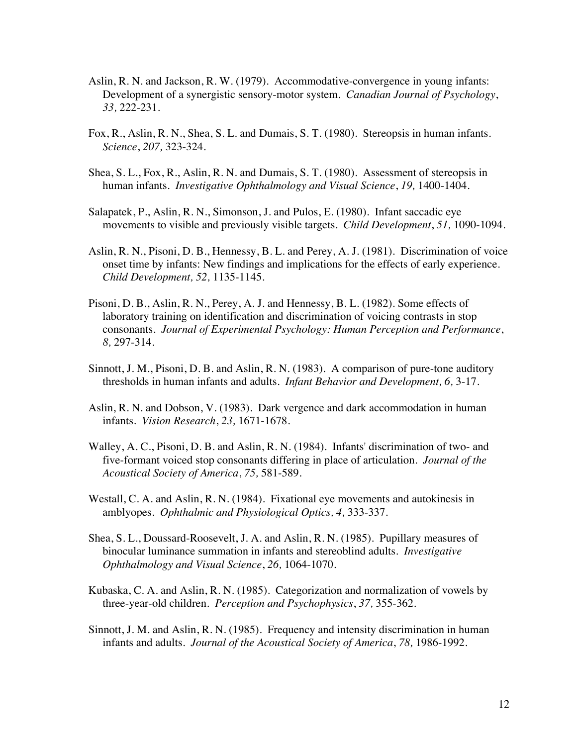Aslin, R. N. and Jackson, R. W. (1979). Accommodative-convergence in young infants: Development of a synergistic sensory-motor system. *Canadian Journal of Psychology*, *33,* 222-231.

Fox, R., Aslin, R. N., Shea, S. L. and Dumais, S. T. (1980). Stereopsis in human infants. *Science*, *207,* 323-324.

Shea, S. L., Fox, R., Aslin, R. N. and Dumais, S. T. (1980). Assessment of stereopsis in human infants. *Investigative Ophthalmology and Visual Science*, *19,* 1400-1404.

Salapatek, P., Aslin, R. N., Simonson, J. and Pulos, E. (1980). Infant saccadic eye movements to visible and previously visible targets. *Child Development*, *51,* 1090-1094.

Aslin, R. N., Pisoni, D. B., Hennessy, B. L. and Perey, A. J. (1981). Discrimination of voice onset time by infants: New findings and implications for the effects of early experience. *Child Development, 52,* 1135-1145.

Pisoni, D. B., Aslin, R. N., Perey, A. J. and Hennessy, B. L. (1982). Some effects of laboratory training on identification and discrimination of voicing contrasts in stop consonants. *Journal of Experimental Psychology: Human Perception and Performance*, *8,* 297-314.

Sinnott, J. M., Pisoni, D. B. and Aslin, R. N. (1983). A comparison of pure-tone auditory thresholds in human infants and adults. *Infant Behavior and Development, 6,* 3-17.

Aslin, R. N. and Dobson, V. (1983). Dark vergence and dark accommodation in human infants. *Vision Research*, *23,* 1671-1678.

Walley, A. C., Pisoni, D. B. and Aslin, R. N. (1984). Infants' discrimination of two- and five-formant voiced stop consonants differing in place of articulation. *Journal of the Acoustical Society of America*, *75,* 581-589.

Westall, C. A. and Aslin, R. N. (1984). Fixational eye movements and autokinesis in amblyopes. *Ophthalmic and Physiological Optics, 4,* 333-337.

Shea, S. L., Doussard-Roosevelt, J. A. and Aslin, R. N. (1985). Pupillary measures of binocular luminance summation in infants and stereoblind adults. *Investigative Ophthalmology and Visual Science*, *26,* 1064-1070.

Kubaska, C. A. and Aslin, R. N. (1985). Categorization and normalization of vowels by three-year-old children. *Perception and Psychophysics*, *37,* 355-362.

Sinnott, J. M. and Aslin, R. N. (1985). Frequency and intensity discrimination in human infants and adults. *Journal of the Acoustical Society of America*, *78,* 1986-1992.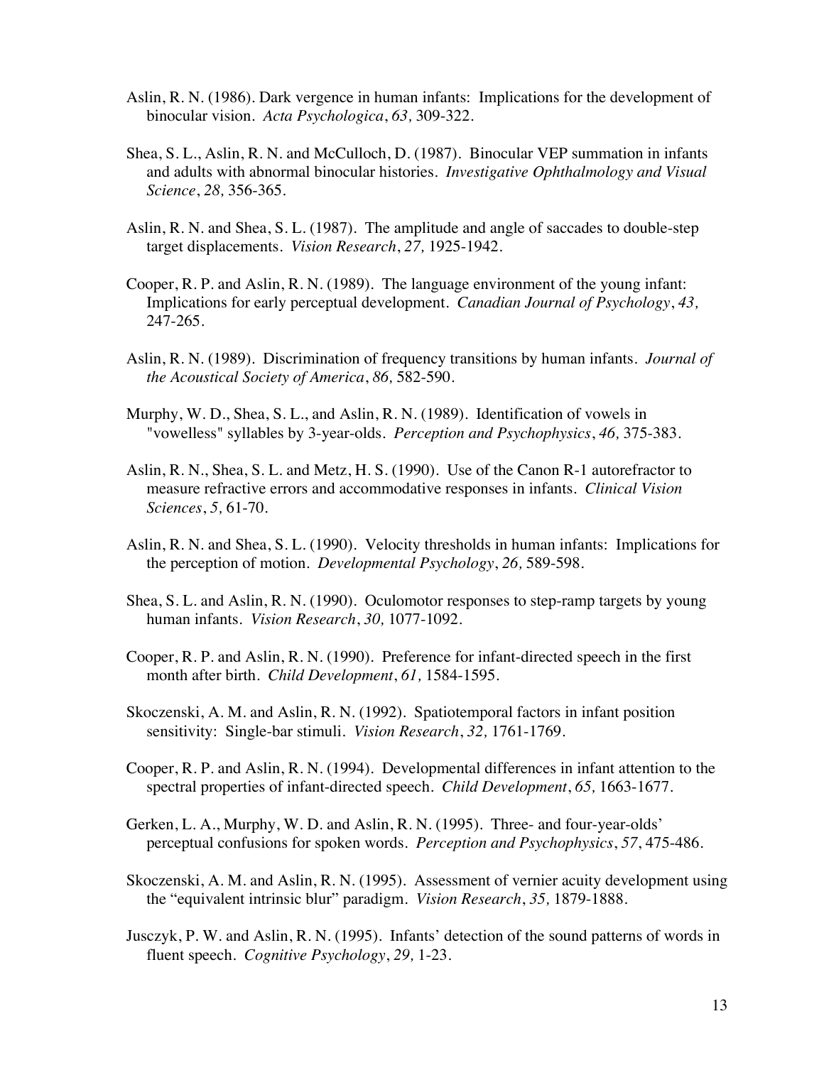Aslin, R. N. (1986). Dark vergence in human infants: Implications for the development of binocular vision. *Acta Psychologica*, *63,* 309-322.

Shea, S. L., Aslin, R. N. and McCulloch, D. (1987). Binocular VEP summation in infants and adults with abnormal binocular histories. *Investigative Ophthalmology and Visual Science*, *28,* 356-365.

Aslin, R. N. and Shea, S. L. (1987). The amplitude and angle of saccades to double-step target displacements. *Vision Research*, *27,* 1925-1942.

Cooper, R. P. and Aslin, R. N. (1989). The language environment of the young infant: Implications for early perceptual development. *Canadian Journal of Psychology*, *43,* 247-265.

Aslin, R. N. (1989). Discrimination of frequency transitions by human infants. *Journal of the Acoustical Society of America*, *86,* 582-590.

Murphy, W. D., Shea, S. L., and Aslin, R. N. (1989). Identification of vowels in "vowelless" syllables by 3-year-olds. *Perception and Psychophysics*, *46,* 375-383.

Aslin, R. N., Shea, S. L. and Metz, H. S. (1990). Use of the Canon R-1 autorefractor to measure refractive errors and accommodative responses in infants. *Clinical Vision Sciences*, *5,* 61-70.

Aslin, R. N. and Shea, S. L. (1990). Velocity thresholds in human infants: Implications for the perception of motion. *Developmental Psychology*, *26,* 589-598.

Shea, S. L. and Aslin, R. N. (1990). Oculomotor responses to step-ramp targets by young human infants. *Vision Research*, *30,* 1077-1092.

Cooper, R. P. and Aslin, R. N. (1990). Preference for infant-directed speech in the first month after birth. *Child Development*, *61,* 1584-1595.

Skoczenski, A. M. and Aslin, R. N. (1992). Spatiotemporal factors in infant position sensitivity: Single-bar stimuli. *Vision Research*, *32,* 1761-1769.

Cooper, R. P. and Aslin, R. N. (1994). Developmental differences in infant attention to the spectral properties of infant-directed speech. *Child Development*, *65,* 1663-1677.

Gerken, L. A., Murphy, W. D. and Aslin, R. N. (1995). Three- and four-year-olds' perceptual confusions for spoken words. *Perception and Psychophysics*, *57*, 475-486.

Skoczenski, A. M. and Aslin, R. N. (1995). Assessment of vernier acuity development using the "equivalent intrinsic blur" paradigm. *Vision Research*, *35,* 1879-1888.

Jusczyk, P. W. and Aslin, R. N. (1995). Infants' detection of the sound patterns of words in fluent speech. *Cognitive Psychology*, *29,* 1-23.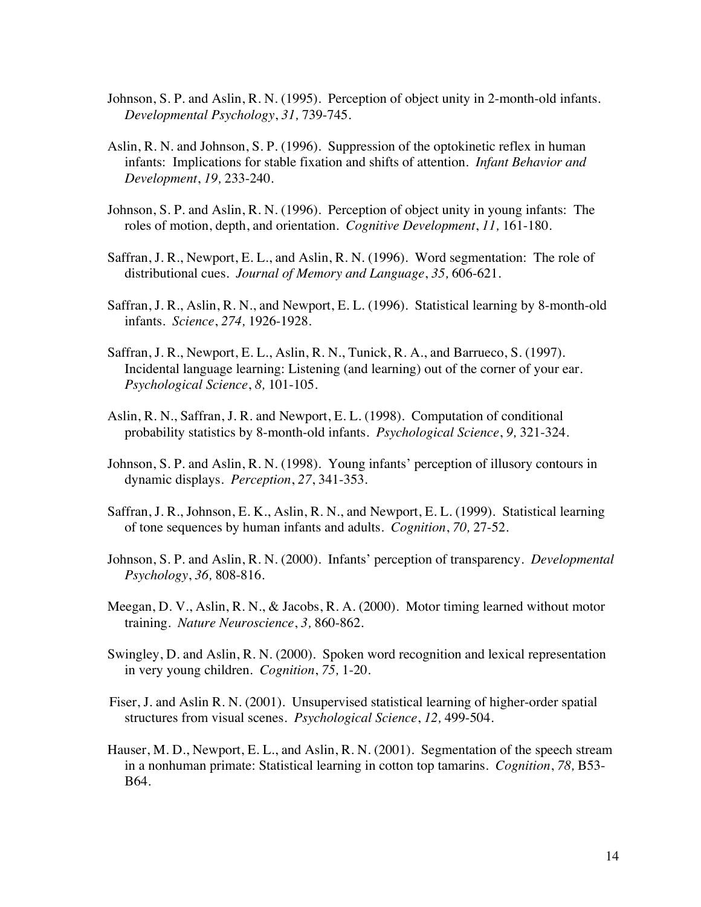Johnson, S. P. and Aslin, R. N. (1995). Perception of object unity in 2-month-old infants. *Developmental Psychology*, *31,* 739-745.

Aslin, R. N. and Johnson, S. P. (1996). Suppression of the optokinetic reflex in human infants: Implications for stable fixation and shifts of attention. *Infant Behavior and Development*, *19,* 233-240.

Johnson, S. P. and Aslin, R. N. (1996). Perception of object unity in young infants: The roles of motion, depth, and orientation. *Cognitive Development*, *11,* 161-180.

Saffran, J. R., Newport, E. L., and Aslin, R. N. (1996). Word segmentation: The role of distributional cues. *Journal of Memory and Language*, *35,* 606-621.

Saffran, J. R., Aslin, R. N., and Newport, E. L. (1996). Statistical learning by 8-month-old infants. *Science*, *274,* 1926-1928.

Saffran, J. R., Newport, E. L., Aslin, R. N., Tunick, R. A., and Barrueco, S. (1997). Incidental language learning: Listening (and learning) out of the corner of your ear. *Psychological Science*, *8,* 101-105.

Aslin, R. N., Saffran, J. R. and Newport, E. L. (1998). Computation of conditional probability statistics by 8-month-old infants. *Psychological Science*, *9,* 321-324.

Johnson, S. P. and Aslin, R. N. (1998). Young infants' perception of illusory contours in dynamic displays. *Perception*, *27*, 341-353.

Saffran, J. R., Johnson, E. K., Aslin, R. N., and Newport, E. L. (1999). Statistical learning of tone sequences by human infants and adults. *Cognition*, *70,* 27-52.

Johnson, S. P. and Aslin, R. N. (2000). Infants' perception of transparency. *Developmental Psychology*, *36,* 808-816.

Meegan, D. V., Aslin, R. N., & Jacobs, R. A. (2000). Motor timing learned without motor training. *Nature Neuroscience*, *3,* 860-862.

Swingley, D. and Aslin, R. N. (2000). Spoken word recognition and lexical representation in very young children. *Cognition*, *75,* 1-20.

Fiser, J. and Aslin R. N. (2001). Unsupervised statistical learning of higher-order spatial structures from visual scenes. *Psychological Science*, *12,* 499-504.

Hauser, M. D., Newport, E. L., and Aslin, R. N. (2001). Segmentation of the speech stream in a nonhuman primate: Statistical learning in cotton top tamarins. *Cognition*, *78,* B53-B64.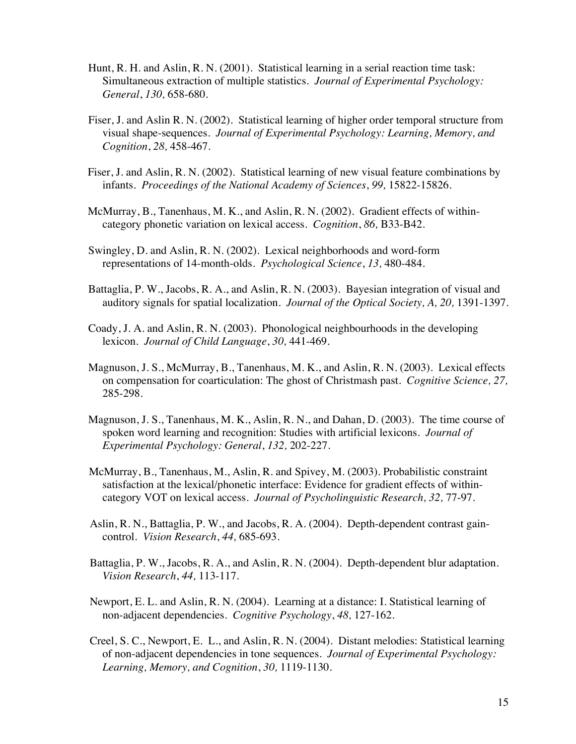Hunt, R. H. and Aslin, R. N. (2001). Statistical learning in a serial reaction time task: Simultaneous extraction of multiple statistics. *Journal of Experimental Psychology: General*, *130,* 658-680.

Fiser, J. and Aslin R. N. (2002). Statistical learning of higher order temporal structure from visual shape-sequences. *Journal of Experimental Psychology: Learning, Memory, and Cognition*, *28,* 458-467.

Fiser, J. and Aslin, R. N. (2002). Statistical learning of new visual feature combinations by infants. *Proceedings of the National Academy of Sciences*, *99,* 15822-15826.

McMurray, B., Tanenhaus, M. K., and Aslin, R. N. (2002). Gradient effects of within-category phonetic variation on lexical access. *Cognition*, *86,* B33-B42.

Swingley, D. and Aslin, R. N. (2002). Lexical neighborhoods and word-form representations of 14-month-olds. *Psychological Science*, *13,* 480-484.

Battaglia, P. W., Jacobs, R. A., and Aslin, R. N. (2003). Bayesian integration of visual and auditory signals for spatial localization. *Journal of the Optical Society, A, 20,* 1391-1397.

Coady, J. A. and Aslin, R. N. (2003). Phonological neighbourhoods in the developing lexicon. *Journal of Child Language*, *30,* 441-469.

Magnuson, J. S., McMurray, B., Tanenhaus, M. K., and Aslin, R. N. (2003). Lexical effects on compensation for coarticulation: The ghost of Christmash past. *Cognitive Science, 27,* 285-298.

Magnuson, J. S., Tanenhaus, M. K., Aslin, R. N., and Dahan, D. (2003). The time course of spoken word learning and recognition: Studies with artificial lexicons. *Journal of Experimental Psychology: General*, *132,* 202-227.

McMurray, B., Tanenhaus, M., Aslin, R. and Spivey, M. (2003). Probabilistic constraint satisfaction at the lexical/phonetic interface: Evidence for gradient effects of within-category VOT on lexical access. *Journal of Psycholinguistic Research, 32,* 77-97.

Aslin, R. N., Battaglia, P. W., and Jacobs, R. A. (2004). Depth-dependent contrast gain-control. *Vision Research*, *44,* 685-693.

Battaglia, P. W., Jacobs, R. A., and Aslin, R. N. (2004). Depth-dependent blur adaptation. *Vision Research*, *44,* 113-117.

Newport, E. L. and Aslin, R. N. (2004). Learning at a distance: I. Statistical learning of non-adjacent dependencies. *Cognitive Psychology*, *48,* 127-162.

Creel, S. C., Newport, E. L., and Aslin, R. N. (2004). Distant melodies: Statistical learning of non-adjacent dependencies in tone sequences. *Journal of Experimental Psychology: Learning, Memory, and Cognition*, *30,* 1119-1130.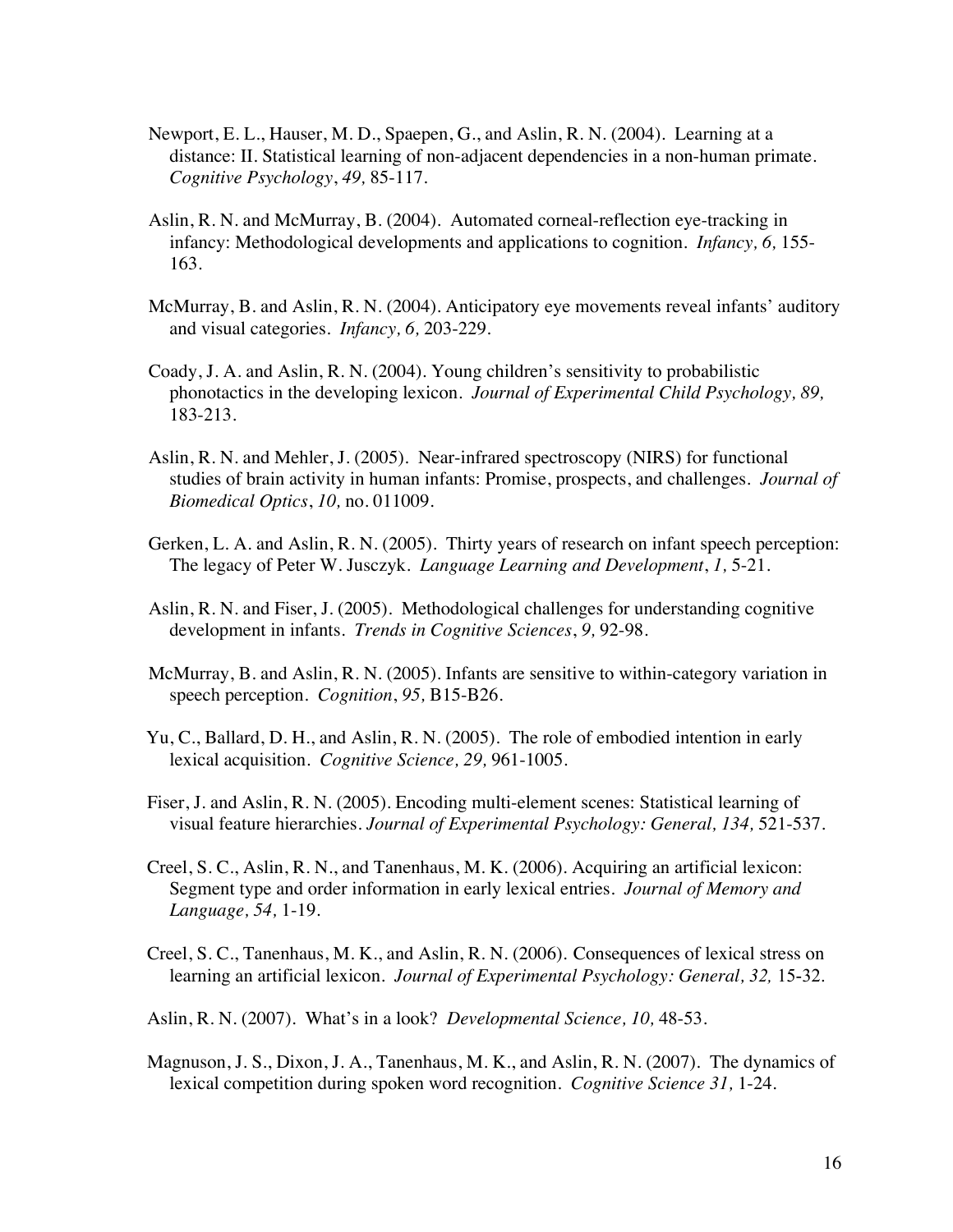Newport, E. L., Hauser, M. D., Spaepen, G., and Aslin, R. N. (2004). Learning at a distance: II. Statistical learning of non-adjacent dependencies in a non-human primate. *Cognitive Psychology*, *49,* 85-117.

Aslin, R. N. and McMurray, B. (2004). Automated corneal-reflection eye-tracking in infancy: Methodological developments and applications to cognition. *Infancy, 6,* 155-163.

McMurray, B. and Aslin, R. N. (2004). Anticipatory eye movements reveal infants' auditory and visual categories. *Infancy, 6,* 203-229.

Coady, J. A. and Aslin, R. N. (2004). Young children's sensitivity to probabilistic phonotactics in the developing lexicon. *Journal of Experimental Child Psychology, 89,* 183-213.

Aslin, R. N. and Mehler, J. (2005). Near-infrared spectroscopy (NIRS) for functional studies of brain activity in human infants: Promise, prospects, and challenges. *Journal of Biomedical Optics*, *10,* no. 011009.

Gerken, L. A. and Aslin, R. N. (2005). Thirty years of research on infant speech perception: The legacy of Peter W. Jusczyk. *Language Learning and Development*, *1,* 5-21.

Aslin, R. N. and Fiser, J. (2005). Methodological challenges for understanding cognitive development in infants. *Trends in Cognitive Sciences*, *9,* 92-98.

McMurray, B. and Aslin, R. N. (2005). Infants are sensitive to within-category variation in speech perception. *Cognition*, *95,* B15-B26.

Yu, C., Ballard, D. H., and Aslin, R. N. (2005). The role of embodied intention in early lexical acquisition. *Cognitive Science, 29,* 961-1005.

Fiser, J. and Aslin, R. N. (2005). Encoding multi-element scenes: Statistical learning of visual feature hierarchies. *Journal of Experimental Psychology: General, 134,* 521-537.

Creel, S. C., Aslin, R. N., and Tanenhaus, M. K. (2006). Acquiring an artificial lexicon: Segment type and order information in early lexical entries. *Journal of Memory and Language, 54,* 1-19.

Creel, S. C., Tanenhaus, M. K., and Aslin, R. N. (2006). Consequences of lexical stress on learning an artificial lexicon. *Journal of Experimental Psychology: General, 32,* 15-32.

Aslin, R. N. (2007). What's in a look? *Developmental Science, 10,* 48-53.

Magnuson, J. S., Dixon, J. A., Tanenhaus, M. K., and Aslin, R. N. (2007). The dynamics of lexical competition during spoken word recognition. *Cognitive Science 31,* 1-24.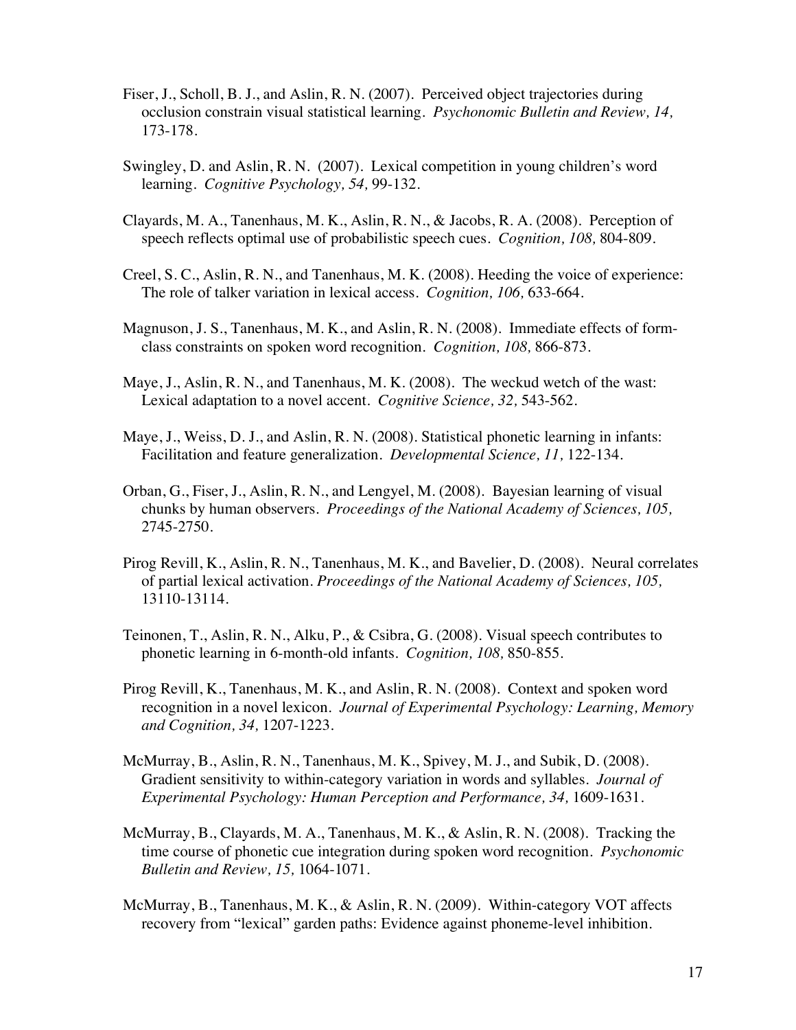Fiser, J., Scholl, B. J., and Aslin, R. N. (2007). Perceived object trajectories during occlusion constrain visual statistical learning. *Psychonomic Bulletin and Review, 14,* 173-178.

Swingley, D. and Aslin, R. N. (2007). Lexical competition in young children's word learning. *Cognitive Psychology, 54,* 99-132.

Clayards, M. A., Tanenhaus, M. K., Aslin, R. N., & Jacobs, R. A. (2008). Perception of speech reflects optimal use of probabilistic speech cues. *Cognition, 108,* 804-809.

Creel, S. C., Aslin, R. N., and Tanenhaus, M. K. (2008). Heeding the voice of experience: The role of talker variation in lexical access. *Cognition, 106,* 633-664.

Magnuson, J. S., Tanenhaus, M. K., and Aslin, R. N. (2008). Immediate effects of form-class constraints on spoken word recognition. *Cognition, 108,* 866-873.

Maye, J., Aslin, R. N., and Tanenhaus, M. K. (2008). The weckud wetch of the wast: Lexical adaptation to a novel accent. *Cognitive Science, 32,* 543-562.

Maye, J., Weiss, D. J., and Aslin, R. N. (2008). Statistical phonetic learning in infants: Facilitation and feature generalization. *Developmental Science, 11,* 122-134.

Orban, G., Fiser, J., Aslin, R. N., and Lengyel, M. (2008). Bayesian learning of visual chunks by human observers. *Proceedings of the National Academy of Sciences, 105,* 2745-2750.

Pirog Revill, K., Aslin, R. N., Tanenhaus, M. K., and Bavelier, D. (2008). Neural correlates of partial lexical activation. *Proceedings of the National Academy of Sciences, 105,* 13110-13114.

Teinonen, T., Aslin, R. N., Alku, P., & Csibra, G. (2008). Visual speech contributes to phonetic learning in 6-month-old infants. *Cognition, 108,* 850-855.

Pirog Revill, K., Tanenhaus, M. K., and Aslin, R. N. (2008). Context and spoken word recognition in a novel lexicon. *Journal of Experimental Psychology: Learning, Memory and Cognition, 34,* 1207-1223.

McMurray, B., Aslin, R. N., Tanenhaus, M. K., Spivey, M. J., and Subik, D. (2008). Gradient sensitivity to within-category variation in words and syllables. *Journal of Experimental Psychology: Human Perception and Performance, 34,* 1609-1631.

McMurray, B., Clayards, M. A., Tanenhaus, M. K., & Aslin, R. N. (2008). Tracking the time course of phonetic cue integration during spoken word recognition. *Psychonomic Bulletin and Review, 15,* 1064-1071.

McMurray, B., Tanenhaus, M. K., & Aslin, R. N. (2009). Within-category VOT affects recovery from "lexical" garden paths: Evidence against phoneme-level inhibition.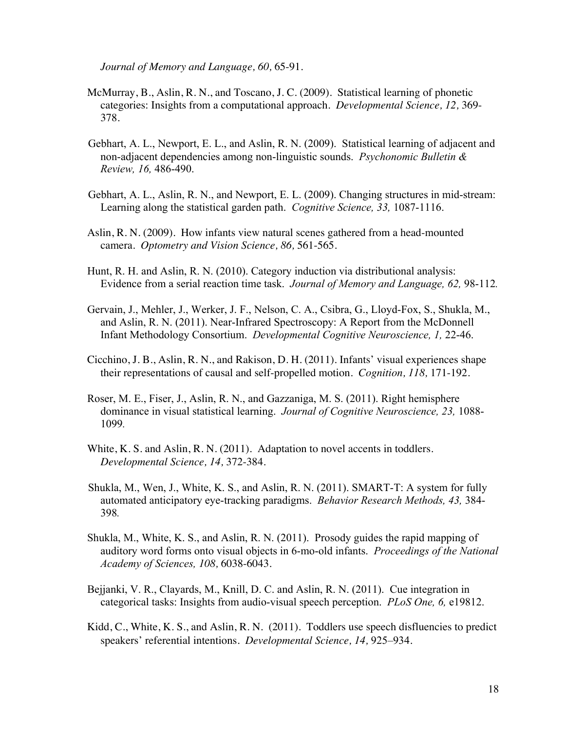*Journal of Memory and Language, 60,* 65-91.

McMurray, B., Aslin, R. N., and Toscano, J. C. (2009). Statistical learning of phonetic categories: Insights from a computational approach. *Developmental Science, 12,* 369-378.

Gebhart, A. L., Newport, E. L., and Aslin, R. N. (2009). Statistical learning of adjacent and non-adjacent dependencies among non-linguistic sounds. *Psychonomic Bulletin & Review, 16,* 486-490.

Gebhart, A. L., Aslin, R. N., and Newport, E. L. (2009). Changing structures in mid-stream: Learning along the statistical garden path. *Cognitive Science, 33,* 1087-1116.

Aslin, R. N. (2009). How infants view natural scenes gathered from a head-mounted camera. *Optometry and Vision Science, 86,* 561-565.

Hunt, R. H. and Aslin, R. N. (2010). Category induction via distributional analysis: Evidence from a serial reaction time task. *Journal of Memory and Language, 62,* 98-112.

Gervain, J., Mehler, J., Werker, J. F., Nelson, C. A., Csibra, G., Lloyd-Fox, S., Shukla, M., and Aslin, R. N. (2011). Near-Infrared Spectroscopy: A Report from the McDonnell Infant Methodology Consortium. *Developmental Cognitive Neuroscience, 1,* 22-46.

Cicchino, J. B., Aslin, R. N., and Rakison, D. H. (2011). Infants' visual experiences shape their representations of causal and self-propelled motion. *Cognition, 118,* 171-192.

Roser, M. E., Fiser, J., Aslin, R. N., and Gazzaniga, M. S. (2011). Right hemisphere dominance in visual statistical learning. *Journal of Cognitive Neuroscience, 23,* 1088-1099.

White, K. S. and Aslin, R. N. (2011). Adaptation to novel accents in toddlers. *Developmental Science, 14,* 372-384.

Shukla, M., Wen, J., White, K. S., and Aslin, R. N. (2011). SMART-T: A system for fully automated anticipatory eye-tracking paradigms. *Behavior Research Methods, 43,* 384-398.

Shukla, M., White, K. S., and Aslin, R. N. (2011). Prosody guides the rapid mapping of auditory word forms onto visual objects in 6-mo-old infants. *Proceedings of the National Academy of Sciences, 108,* 6038-6043.

Bejjanki, V. R., Clayards, M., Knill, D. C. and Aslin, R. N. (2011). Cue integration in categorical tasks: Insights from audio-visual speech perception. *PLoS One, 6,* e19812.

Kidd, C., White, K. S., and Aslin, R. N. (2011). Toddlers use speech disfluencies to predict speakers' referential intentions. *Developmental Science, 14,* 925–934.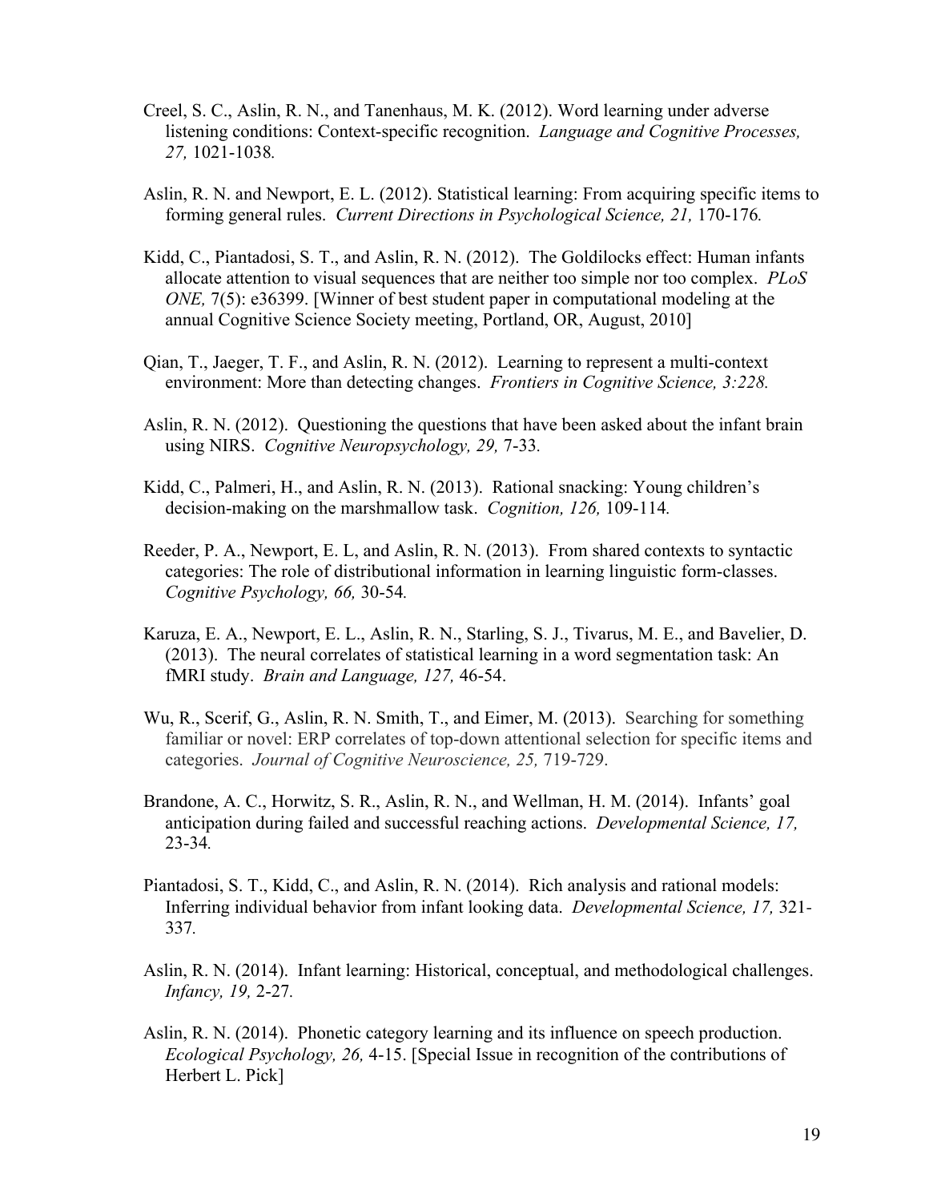Creel, S. C., Aslin, R. N., and Tanenhaus, M. K. (2012). Word learning under adverse listening conditions: Context-specific recognition. *Language and Cognitive Processes, 27,* 1021-1038.

Aslin, R. N. and Newport, E. L. (2012). Statistical learning: From acquiring specific items to forming general rules. *Current Directions in Psychological Science, 21,* 170-176.

Kidd, C., Piantadosi, S. T., and Aslin, R. N. (2012). The Goldilocks effect: Human infants allocate attention to visual sequences that are neither too simple nor too complex. *PLoS ONE,* 7(5): e36399. [Winner of best student paper in computational modeling at the annual Cognitive Science Society meeting, Portland, OR, August, 2010]

Qian, T., Jaeger, T. F., and Aslin, R. N. (2012). Learning to represent a multi-context environment: More than detecting changes. *Frontiers in Cognitive Science, 3:228.*

Aslin, R. N. (2012). Questioning the questions that have been asked about the infant brain using NIRS. *Cognitive Neuropsychology, 29,* 7-33.

Kidd, C., Palmeri, H., and Aslin, R. N. (2013). Rational snacking: Young children's decision-making on the marshmallow task. *Cognition, 126,* 109-114.

Reeder, P. A., Newport, E. L, and Aslin, R. N. (2013). From shared contexts to syntactic categories: The role of distributional information in learning linguistic form-classes. *Cognitive Psychology, 66,* 30-54.

Karuza, E. A., Newport, E. L., Aslin, R. N., Starling, S. J., Tivarus, M. E., and Bavelier, D. (2013). The neural correlates of statistical learning in a word segmentation task: An fMRI study. *Brain and Language, 127,* 46-54.

Wu, R., Scerif, G., Aslin, R. N. Smith, T., and Eimer, M. (2013). Searching for something familiar or novel: ERP correlates of top-down attentional selection for specific items and categories. *Journal of Cognitive Neuroscience, 25,* 719-729.

Brandone, A. C., Horwitz, S. R., Aslin, R. N., and Wellman, H. M. (2014). Infants' goal anticipation during failed and successful reaching actions. *Developmental Science, 17,* 23-34.

Piantadosi, S. T., Kidd, C., and Aslin, R. N. (2014). Rich analysis and rational models: Inferring individual behavior from infant looking data. *Developmental Science, 17,* 321-337.

Aslin, R. N. (2014). Infant learning: Historical, conceptual, and methodological challenges. *Infancy, 19,* 2-27.

Aslin, R. N. (2014). Phonetic category learning and its influence on speech production. *Ecological Psychology, 26,* 4-15. [Special Issue in recognition of the contributions of Herbert L. Pick]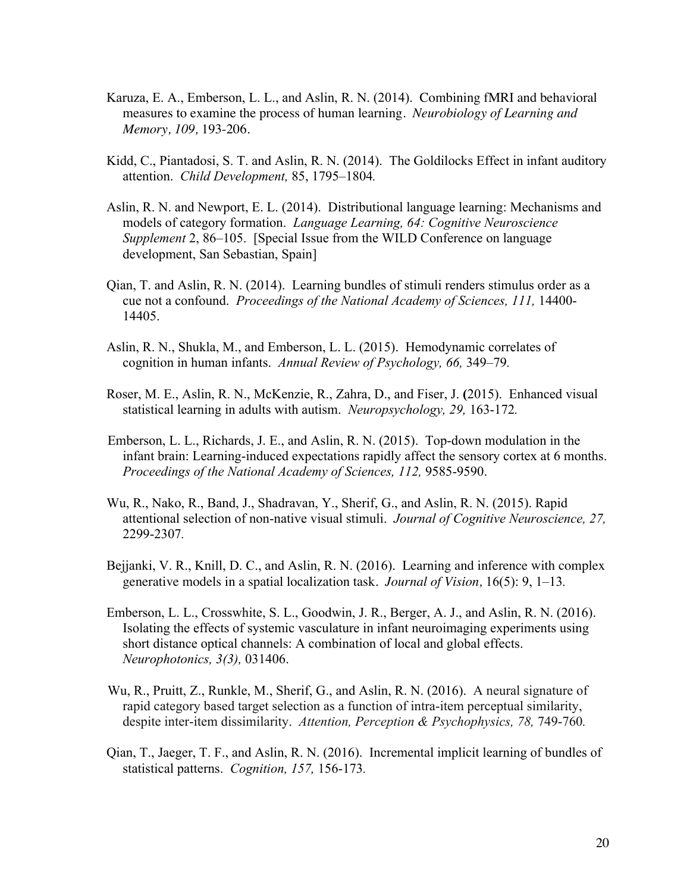Karuza, E. A., Emberson, L. L., and Aslin, R. N. (2014). Combining fMRI and behavioral measures to examine the process of human learning. *Neurobiology of Learning and Memory, 109,* 193-206.

Kidd, C., Piantadosi, S. T. and Aslin, R. N. (2014). The Goldilocks Effect in infant auditory attention. *Child Development,* 85, 1795–1804*.*

Aslin, R. N. and Newport, E. L. (2014). Distributional language learning: Mechanisms and models of category formation. *Language Learning, 64: Cognitive Neuroscience Supplement* 2, 86–105. [Special Issue from the WILD Conference on language development, San Sebastian, Spain]

Qian, T. and Aslin, R. N. (2014). Learning bundles of stimuli renders stimulus order as a cue not a confound. *Proceedings of the National Academy of Sciences, 111,* 14400-14405.

Aslin, R. N., Shukla, M., and Emberson, L. L. (2015). Hemodynamic correlates of cognition in human infants. *Annual Review of Psychology, 66,* 349–79*.*

Roser, M. E., Aslin, R. N., McKenzie, R., Zahra, D., and Fiser, J. **(**2015). Enhanced visual statistical learning in adults with autism. *Neuropsychology, 29,* 163-172*.*

Emberson, L. L., Richards, J. E., and Aslin, R. N. (2015). Top-down modulation in the infant brain: Learning-induced expectations rapidly affect the sensory cortex at 6 months. *Proceedings of the National Academy of Sciences, 112,* 9585-9590.

Wu, R., Nako, R., Band, J., Shadravan, Y., Sherif, G., and Aslin, R. N. (2015). Rapid attentional selection of non-native visual stimuli. *Journal of Cognitive Neuroscience, 27,* 2299-2307*.*

Bejjanki, V. R., Knill, D. C., and Aslin, R. N. (2016). Learning and inference with complex generative models in a spatial localization task. *Journal of Vision*, 16(5): 9, 1–13*.*

Emberson, L. L., Crosswhite, S. L., Goodwin, J. R., Berger, A. J., and Aslin, R. N. (2016). Isolating the effects of systemic vasculature in infant neuroimaging experiments using short distance optical channels: A combination of local and global effects. *Neurophotonics, 3(3),* 031406.

Wu, R., Pruitt, Z., Runkle, M., Sherif, G., and Aslin, R. N. (2016). A neural signature of rapid category based target selection as a function of intra-item perceptual similarity, despite inter-item dissimilarity. *Attention, Perception & Psychophysics, 78,* 749-760*.*

Qian, T., Jaeger, T. F., and Aslin, R. N. (2016). Incremental implicit learning of bundles of statistical patterns. *Cognition, 157,* 156-173*.*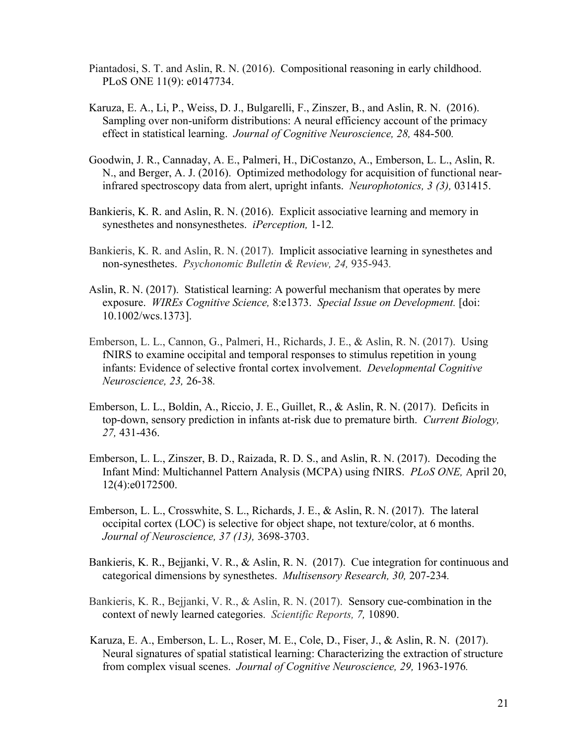Piantadosi, S. T. and Aslin, R. N. (2016). Compositional reasoning in early childhood. PLoS ONE 11(9): e0147734.

Karuza, E. A., Li, P., Weiss, D. J., Bulgarelli, F., Zinszer, B., and Aslin, R. N. (2016). Sampling over non-uniform distributions: A neural efficiency account of the primacy effect in statistical learning. *Journal of Cognitive Neuroscience, 28,* 484-500*.*

Goodwin, J. R., Cannaday, A. E., Palmeri, H., DiCostanzo, A., Emberson, L. L., Aslin, R. N., and Berger, A. J. (2016). Optimized methodology for acquisition of functional near-infrared spectroscopy data from alert, upright infants. *Neurophotonics, 3 (3),* 031415.

Bankieris, K. R. and Aslin, R. N. (2016). Explicit associative learning and memory in synesthetes and nonsynesthetes. *iPerception,* 1-12*.*

Bankieris, K. R. and Aslin, R. N. (2017). Implicit associative learning in synesthetes and non-synesthetes. *Psychonomic Bulletin & Review, 24,* 935-943*.*

Aslin, R. N. (2017). Statistical learning: A powerful mechanism that operates by mere exposure. *WIREs Cognitive Science,* 8:e1373. *Special Issue on Development.* [doi: 10.1002/wcs.1373].

Emberson, L. L., Cannon, G., Palmeri, H., Richards, J. E., & Aslin, R. N. (2017). Using fNIRS to examine occipital and temporal responses to stimulus repetition in young infants: Evidence of selective frontal cortex involvement. *Developmental Cognitive Neuroscience, 23,* 26-38*.*

Emberson, L. L., Boldin, A., Riccio, J. E., Guillet, R., & Aslin, R. N. (2017). Deficits in top-down, sensory prediction in infants at-risk due to premature birth. *Current Biology, 27,* 431-436.

Emberson, L. L., Zinszer, B. D., Raizada, R. D. S., and Aslin, R. N. (2017). Decoding the Infant Mind: Multichannel Pattern Analysis (MCPA) using fNIRS. *PLoS ONE,* April 20, 12(4):e0172500.

Emberson, L. L., Crosswhite, S. L., Richards, J. E., & Aslin, R. N. (2017). The lateral occipital cortex (LOC) is selective for object shape, not texture/color, at 6 months. *Journal of Neuroscience, 37 (13),* 3698-3703.

Bankieris, K. R., Bejjanki, V. R., & Aslin, R. N. (2017). Cue integration for continuous and categorical dimensions by synesthetes. *Multisensory Research, 30,* 207-234*.*

Bankieris, K. R., Bejjanki, V. R., & Aslin, R. N. (2017). Sensory cue-combination in the context of newly learned categories. *Scientific Reports, 7,* 10890.

Karuza, E. A., Emberson, L. L., Roser, M. E., Cole, D., Fiser, J., & Aslin, R. N. (2017). Neural signatures of spatial statistical learning: Characterizing the extraction of structure from complex visual scenes. *Journal of Cognitive Neuroscience, 29,* 1963-1976*.*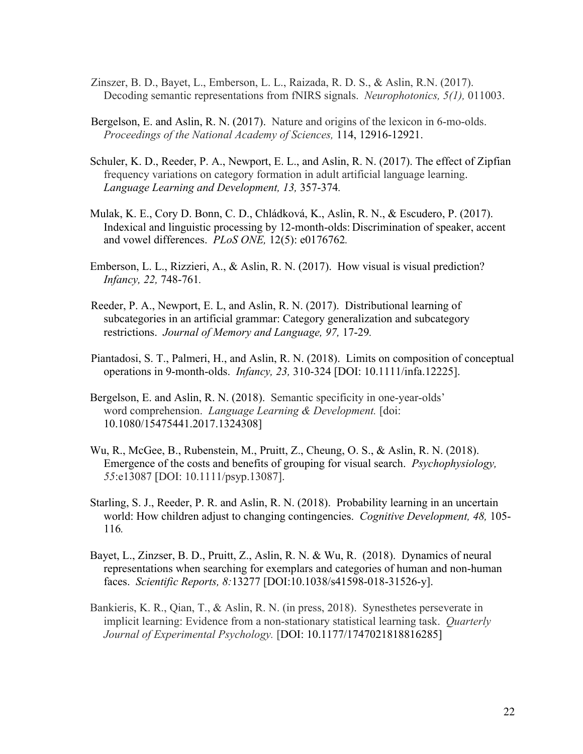Zinszer, B. D., Bayet, L., Emberson, L. L., Raizada, R. D. S., & Aslin, R.N. (2017). Decoding semantic representations from fNIRS signals. *Neurophotonics, 5(1),* 011003.

Bergelson, E. and Aslin, R. N. (2017). Nature and origins of the lexicon in 6-mo-olds. *Proceedings of the National Academy of Sciences,* 114, 12916-12921.

Schuler, K. D., Reeder, P. A., Newport, E. L., and Aslin, R. N. (2017). The effect of Zipfian frequency variations on category formation in adult artificial language learning. *Language Learning and Development, 13,* 357-374.

Mulak, K. E., Cory D. Bonn, C. D., Chládková, K., Aslin, R. N., & Escudero, P. (2017). Indexical and linguistic processing by 12-month-olds: Discrimination of speaker, accent and vowel differences. *PLoS ONE,* 12(5): e0176762.

Emberson, L. L., Rizzieri, A., & Aslin, R. N. (2017). How visual is visual prediction? *Infancy, 22,* 748-761.

Reeder, P. A., Newport, E. L, and Aslin, R. N. (2017). Distributional learning of subcategories in an artificial grammar: Category generalization and subcategory restrictions. *Journal of Memory and Language, 97,* 17-29.

Piantadosi, S. T., Palmeri, H., and Aslin, R. N. (2018). Limits on composition of conceptual operations in 9-month-olds. *Infancy, 23,* 310-324 [DOI: 10.1111/infa.12225].

Bergelson, E. and Aslin, R. N. (2018). Semantic specificity in one-year-olds' word comprehension. *Language Learning & Development.* [doi: 10.1080/15475441.2017.1324308]

Wu, R., McGee, B., Rubenstein, M., Pruitt, Z., Cheung, O. S., & Aslin, R. N. (2018). Emergence of the costs and benefits of grouping for visual search. *Psychophysiology, 55*:e13087 [DOI: 10.1111/psyp.13087].

Starling, S. J., Reeder, P. R. and Aslin, R. N. (2018). Probability learning in an uncertain world: How children adjust to changing contingencies. *Cognitive Development, 48,* 105-116.

Bayet, L., Zinzser, B. D., Pruitt, Z., Aslin, R. N. & Wu, R. (2018). Dynamics of neural representations when searching for exemplars and categories of human and non-human faces. *Scientific Reports, 8:*13277 [DOI:10.1038/s41598-018-31526-y].

Bankieris, K. R., Qian, T., & Aslin, R. N. (in press, 2018). Synesthetes perseverate in implicit learning: Evidence from a non-stationary statistical learning task. *Quarterly Journal of Experimental Psychology.* [DOI: 10.1177/1747021818816285]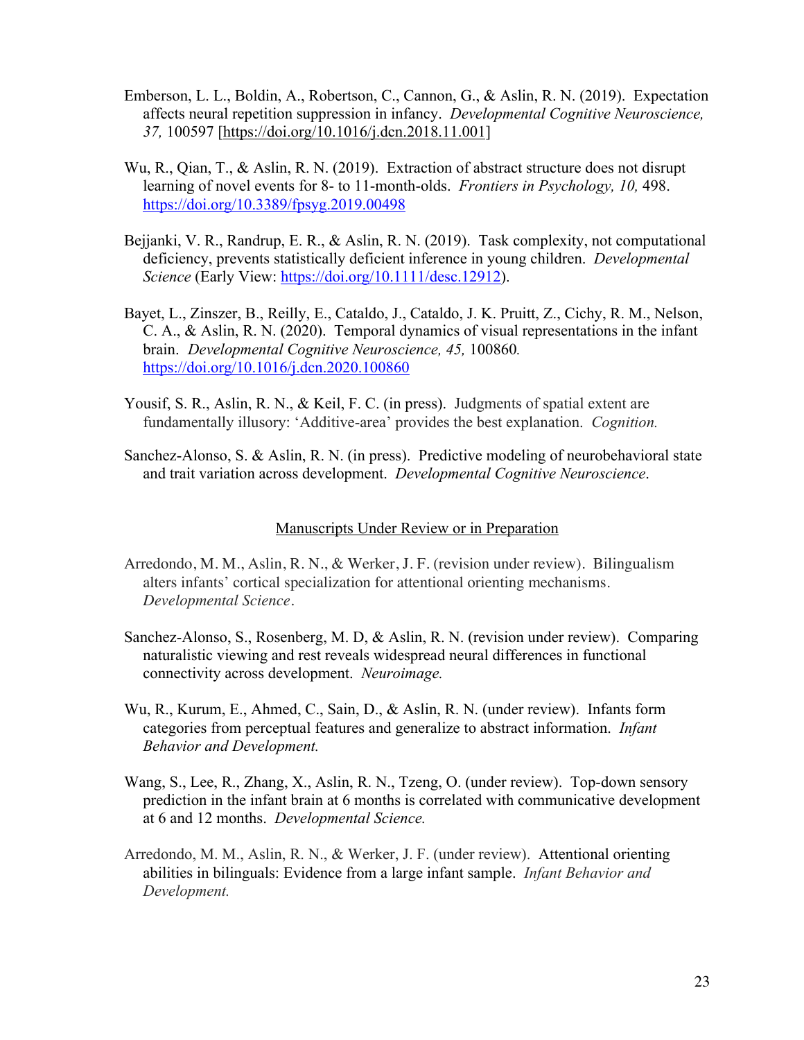Emberson, L. L., Boldin, A., Robertson, C., Cannon, G., & Aslin, R. N. (2019). Expectation affects neural repetition suppression in infancy. *Developmental Cognitive Neuroscience, 37,* 100597 [https://doi.org/10.1016/j.dcn.2018.11.001]

Wu, R., Qian, T., & Aslin, R. N. (2019). Extraction of abstract structure does not disrupt learning of novel events for 8- to 11-month-olds. *Frontiers in Psychology, 10,* 498. https://doi.org/10.3389/fpsyg.2019.00498

Bejjanki, V. R., Randrup, E. R., & Aslin, R. N. (2019). Task complexity, not computational deficiency, prevents statistically deficient inference in young children. *Developmental Science* (Early View: https://doi.org/10.1111/desc.12912).

Bayet, L., Zinszer, B., Reilly, E., Cataldo, J., Cataldo, J. K. Pruitt, Z., Cichy, R. M., Nelson, C. A., & Aslin, R. N. (2020). Temporal dynamics of visual representations in the infant brain. *Developmental Cognitive Neuroscience, 45,* 100860. https://doi.org/10.1016/j.dcn.2020.100860

Yousif, S. R., Aslin, R. N., & Keil, F. C. (in press). Judgments of spatial extent are fundamentally illusory: 'Additive-area' provides the best explanation. *Cognition.*

Sanchez-Alonso, S. & Aslin, R. N. (in press). Predictive modeling of neurobehavioral state and trait variation across development. *Developmental Cognitive Neuroscience*.

## Manuscripts Under Review or in Preparation

Arredondo, M. M., Aslin, R. N., & Werker, J. F. (revision under review). Bilingualism alters infants' cortical specialization for attentional orienting mechanisms. *Developmental Science*.

Sanchez-Alonso, S., Rosenberg, M. D, & Aslin, R. N. (revision under review). Comparing naturalistic viewing and rest reveals widespread neural differences in functional connectivity across development. *Neuroimage.*

Wu, R., Kurum, E., Ahmed, C., Sain, D., & Aslin, R. N. (under review). Infants form categories from perceptual features and generalize to abstract information. *Infant Behavior and Development.*

Wang, S., Lee, R., Zhang, X., Aslin, R. N., Tzeng, O. (under review). Top-down sensory prediction in the infant brain at 6 months is correlated with communicative development at 6 and 12 months. *Developmental Science.*

Arredondo, M. M., Aslin, R. N., & Werker, J. F. (under review). Attentional orienting abilities in bilinguals: Evidence from a large infant sample. *Infant Behavior and Development.*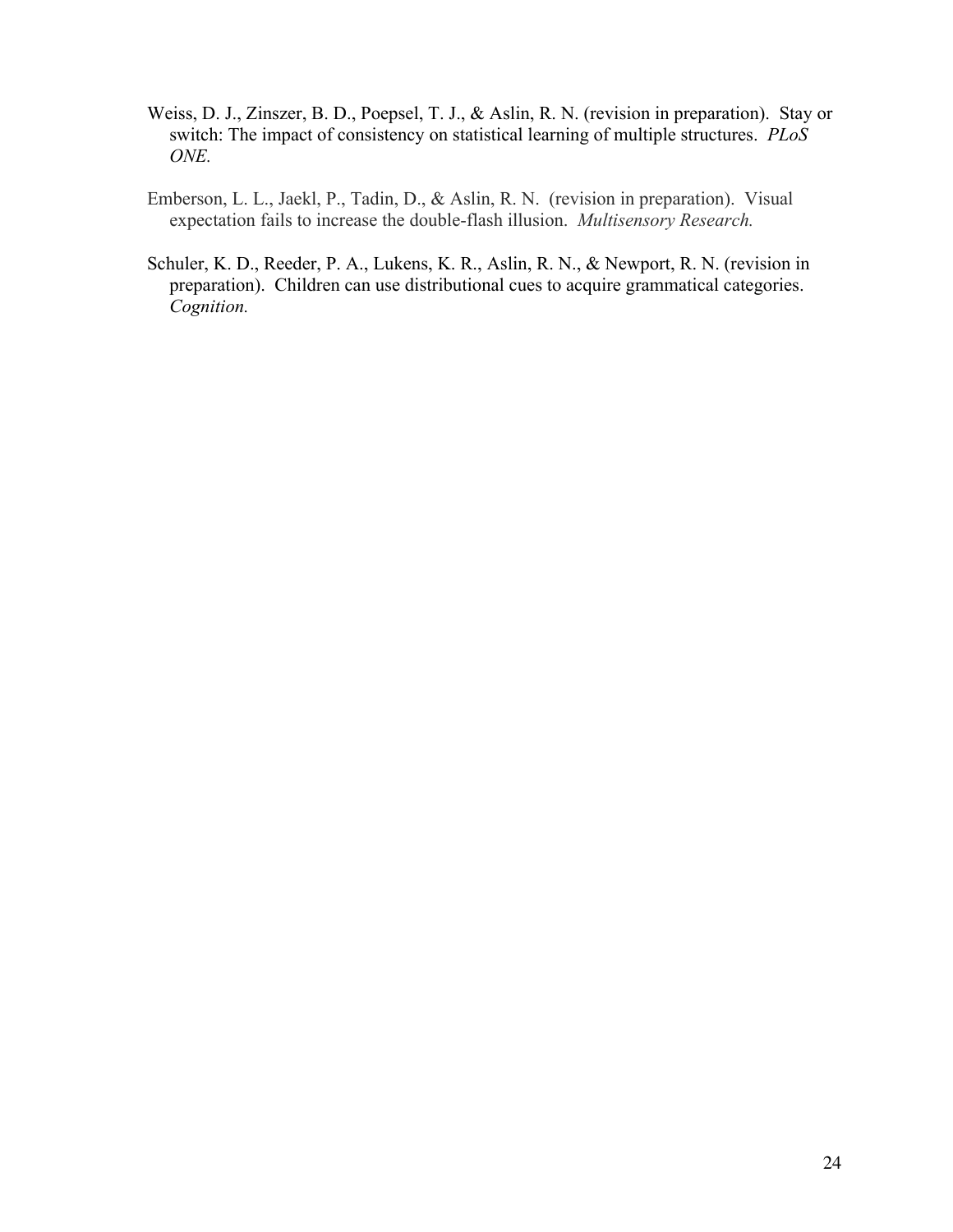Weiss, D. J., Zinszer, B. D., Poepsel, T. J., & Aslin, R. N. (revision in preparation). Stay or switch: The impact of consistency on statistical learning of multiple structures. *PLoS ONE.*

Emberson, L. L., Jaekl, P., Tadin, D., & Aslin, R. N. (revision in preparation). Visual expectation fails to increase the double-flash illusion. *Multisensory Research.*

Schuler, K. D., Reeder, P. A., Lukens, K. R., Aslin, R. N., & Newport, R. N. (revision in preparation). Children can use distributional cues to acquire grammatical categories. *Cognition.*